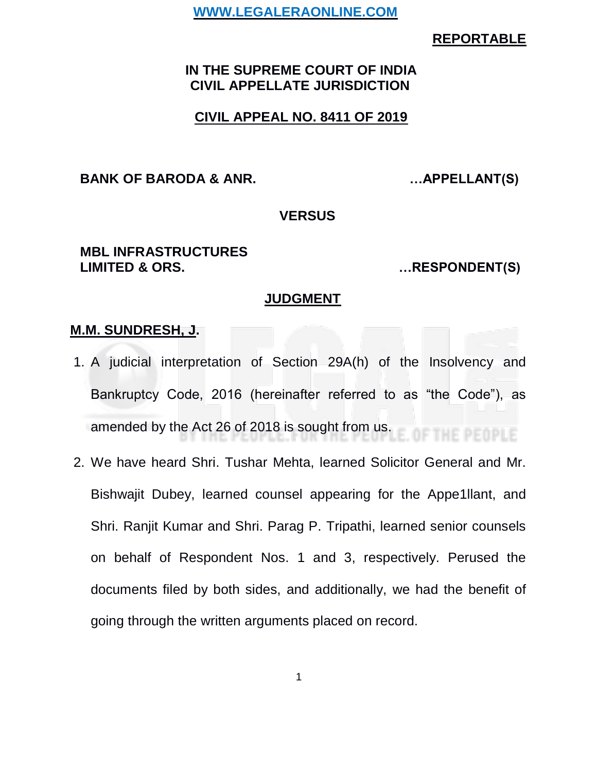**REPORTABLE**

**IN THE SUPREME COURT OF INDIA**
**CIVIL APPELLATE JURISDICTION**

**CIVIL APPEAL NO. 8411 OF 2019**

**BANK OF BARODA & ANR. …APPELLANT(S)**

**VERSUS**

**MBL INFRASTRUCTURES LIMITED & ORS. …RESPONDENT(S)**

**JUDGMENT**

**M.M. SUNDRESH, J.**

1. A judicial interpretation of Section 29A(h) of the Insolvency and Bankruptcy Code, 2016 (hereinafter referred to as "the Code"), as amended by the Act 26 of 2018 is sought from us.

2. We have heard Shri. Tushar Mehta, learned Solicitor General and Mr. Bishwajit Dubey, learned counsel appearing for the Appe1llant, and Shri. Ranjit Kumar and Shri. Parag P. Tripathi, learned senior counsels on behalf of Respondent Nos. 1 and 3, respectively. Perused the documents filed by both sides, and additionally, we had the benefit of going through the written arguments placed on record.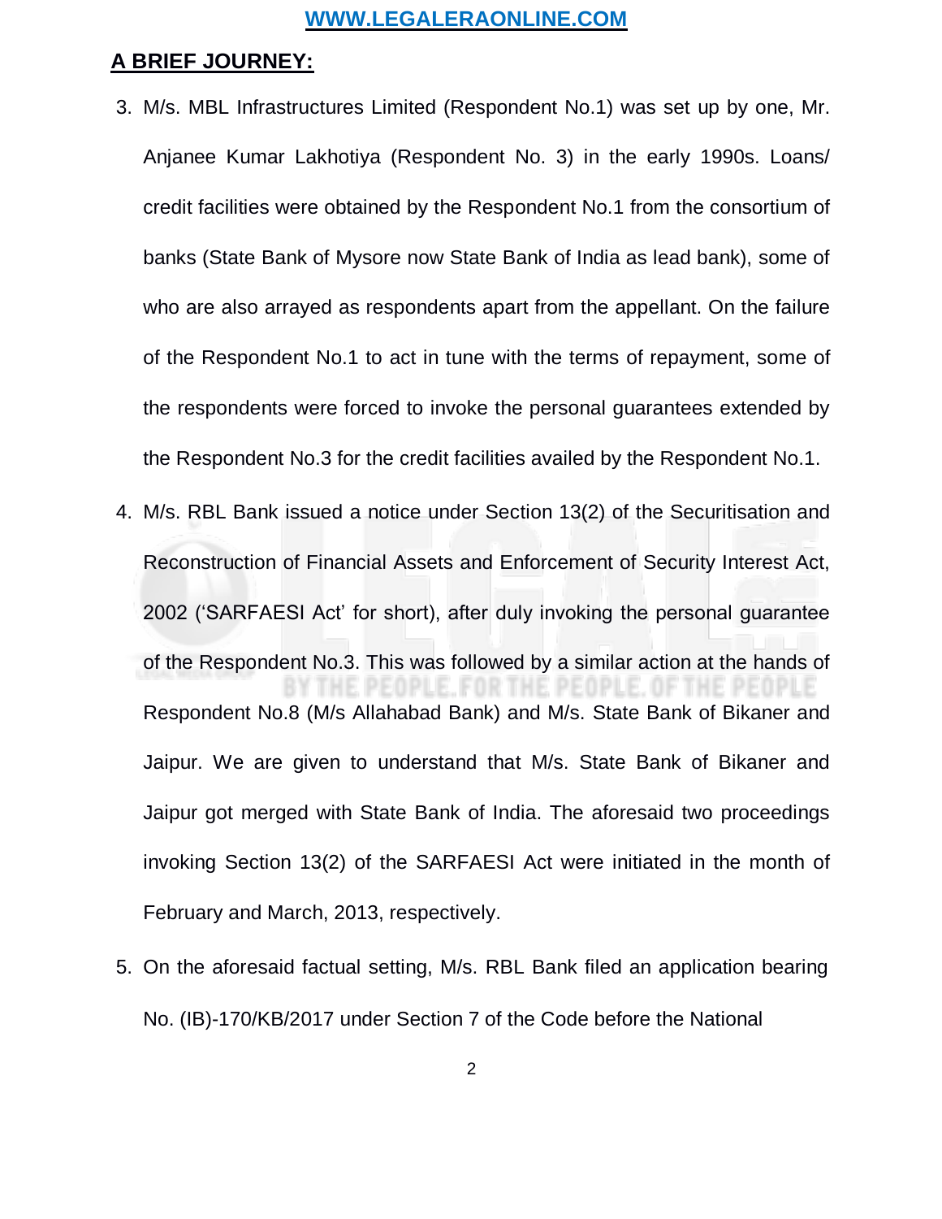## A BRIEF JOURNEY:

3. M/s. MBL Infrastructures Limited (Respondent No.1) was set up by one, Mr. Anjanee Kumar Lakhotiya (Respondent No. 3) in the early 1990s. Loans/ credit facilities were obtained by the Respondent No.1 from the consortium of banks (State Bank of Mysore now State Bank of India as lead bank), some of who are also arrayed as respondents apart from the appellant. On the failure of the Respondent No.1 to act in tune with the terms of repayment, some of the respondents were forced to invoke the personal guarantees extended by the Respondent No.3 for the credit facilities availed by the Respondent No.1.

4. M/s. RBL Bank issued a notice under Section 13(2) of the Securitisation and Reconstruction of Financial Assets and Enforcement of Security Interest Act, 2002 ('SARFAESI Act' for short), after duly invoking the personal guarantee of the Respondent No.3. This was followed by a similar action at the hands of Respondent No.8 (M/s Allahabad Bank) and M/s. State Bank of Bikaner and Jaipur. We are given to understand that M/s. State Bank of Bikaner and Jaipur got merged with State Bank of India. The aforesaid two proceedings invoking Section 13(2) of the SARFAESI Act were initiated in the month of February and March, 2013, respectively.

5. On the aforesaid factual setting, M/s. RBL Bank filed an application bearing No. (IB)-170/KB/2017 under Section 7 of the Code before the National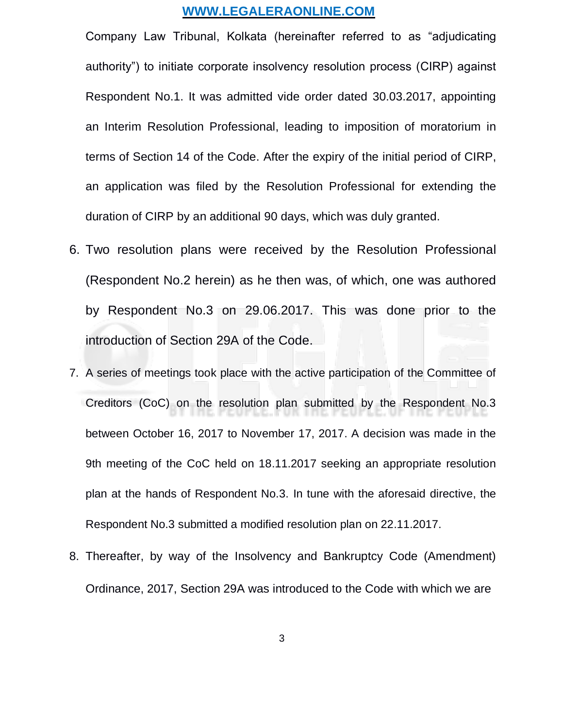Company Law Tribunal, Kolkata (hereinafter referred to as “adjudicating authority”) to initiate corporate insolvency resolution process (CIRP) against Respondent No.1. It was admitted vide order dated 30.03.2017, appointing an Interim Resolution Professional, leading to imposition of moratorium in terms of Section 14 of the Code. After the expiry of the initial period of CIRP, an application was filed by the Resolution Professional for extending the duration of CIRP by an additional 90 days, which was duly granted.

6. Two resolution plans were received by the Resolution Professional (Respondent No.2 herein) as he then was, of which, one was authored by Respondent No.3 on 29.06.2017. This was done prior to the introduction of Section 29A of the Code.

7. A series of meetings took place with the active participation of the Committee of Creditors (CoC) on the resolution plan submitted by the Respondent No.3 between October 16, 2017 to November 17, 2017. A decision was made in the 9th meeting of the CoC held on 18.11.2017 seeking an appropriate resolution plan at the hands of Respondent No.3. In tune with the aforesaid directive, the Respondent No.3 submitted a modified resolution plan on 22.11.2017.

8. Thereafter, by way of the Insolvency and Bankruptcy Code (Amendment) Ordinance, 2017, Section 29A was introduced to the Code with which we are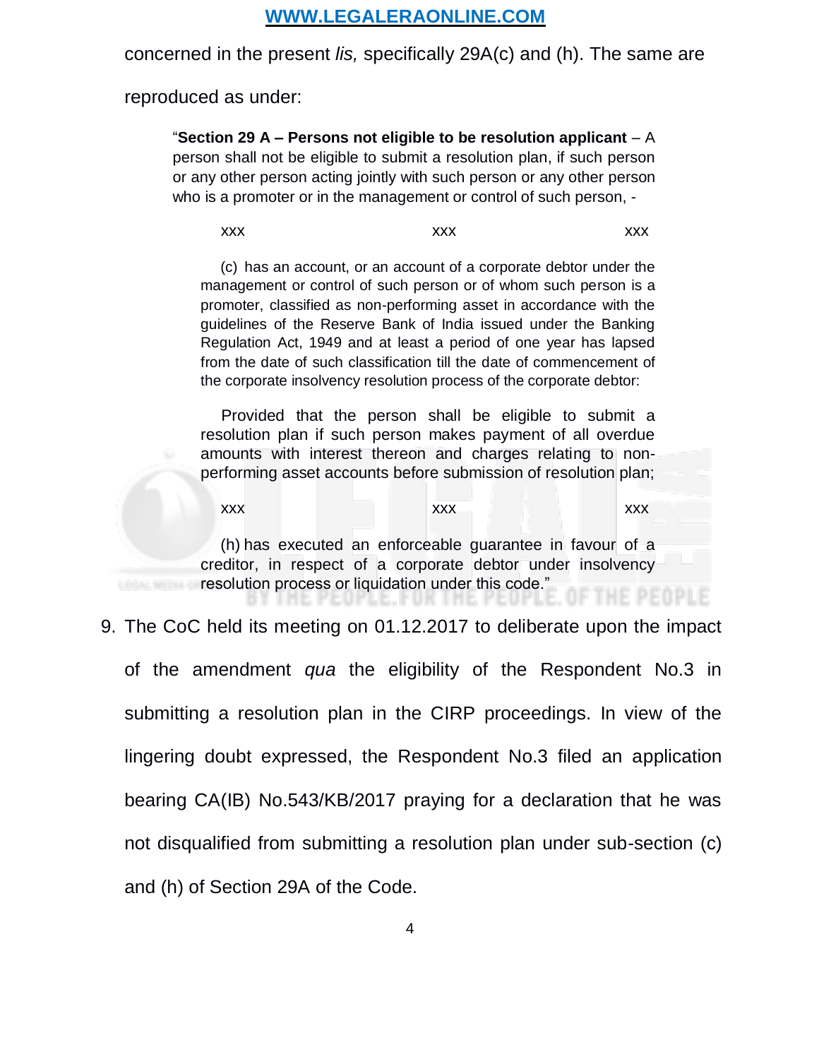concerned in the present *lis,* specifically 29A(c) and (h). The same are reproduced as under:

> "**Section 29 A – Persons not eligible to be resolution applicant** – A person shall not be eligible to submit a resolution plan, if such person or any other person acting jointly with such person or any other person who is a promoter or in the management or control of such person, -
>
> xxx xxx xxx
>
> (c) has an account, or an account of a corporate debtor under the management or control of such person or of whom such person is a promoter, classified as non-performing asset in accordance with the guidelines of the Reserve Bank of India issued under the Banking Regulation Act, 1949 and at least a period of one year has lapsed from the date of such classification till the date of commencement of the corporate insolvency resolution process of the corporate debtor:
>
> Provided that the person shall be eligible to submit a resolution plan if such person makes payment of all overdue amounts with interest thereon and charges relating to non-performing asset accounts before submission of resolution plan;
>
> xxx xxx xxx
>
> (h) has executed an enforceable guarantee in favour of a creditor, in respect of a corporate debtor under insolvency resolution process or liquidation under this code."

9. The CoC held its meeting on 01.12.2017 to deliberate upon the impact of the amendment *qua* the eligibility of the Respondent No.3 in submitting a resolution plan in the CIRP proceedings. In view of the lingering doubt expressed, the Respondent No.3 filed an application bearing CA(IB) No.543/KB/2017 praying for a declaration that he was not disqualified from submitting a resolution plan under sub-section (c) and (h) of Section 29A of the Code.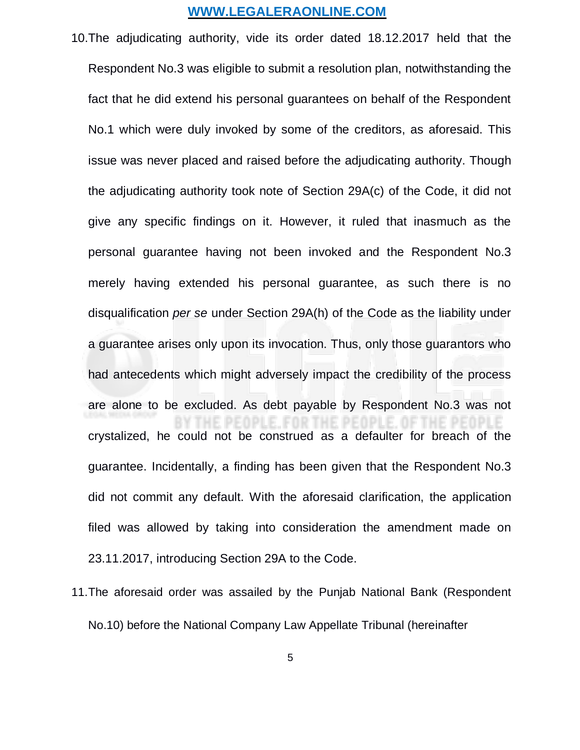10. The adjudicating authority, vide its order dated 18.12.2017 held that the Respondent No.3 was eligible to submit a resolution plan, notwithstanding the fact that he did extend his personal guarantees on behalf of the Respondent No.1 which were duly invoked by some of the creditors, as aforesaid. This issue was never placed and raised before the adjudicating authority. Though the adjudicating authority took note of Section 29A(c) of the Code, it did not give any specific findings on it. However, it ruled that inasmuch as the personal guarantee having not been invoked and the Respondent No.3 merely having extended his personal guarantee, as such there is no disqualification *per se* under Section 29A(h) of the Code as the liability under a guarantee arises only upon its invocation. Thus, only those guarantors who had antecedents which might adversely impact the credibility of the process are alone to be excluded. As debt payable by Respondent No.3 was not crystalized, he could not be construed as a defaulter for breach of the guarantee. Incidentally, a finding has been given that the Respondent No.3 did not commit any default. With the aforesaid clarification, the application filed was allowed by taking into consideration the amendment made on 23.11.2017, introducing Section 29A to the Code.

11. The aforesaid order was assailed by the Punjab National Bank (Respondent No.10) before the National Company Law Appellate Tribunal (hereinafter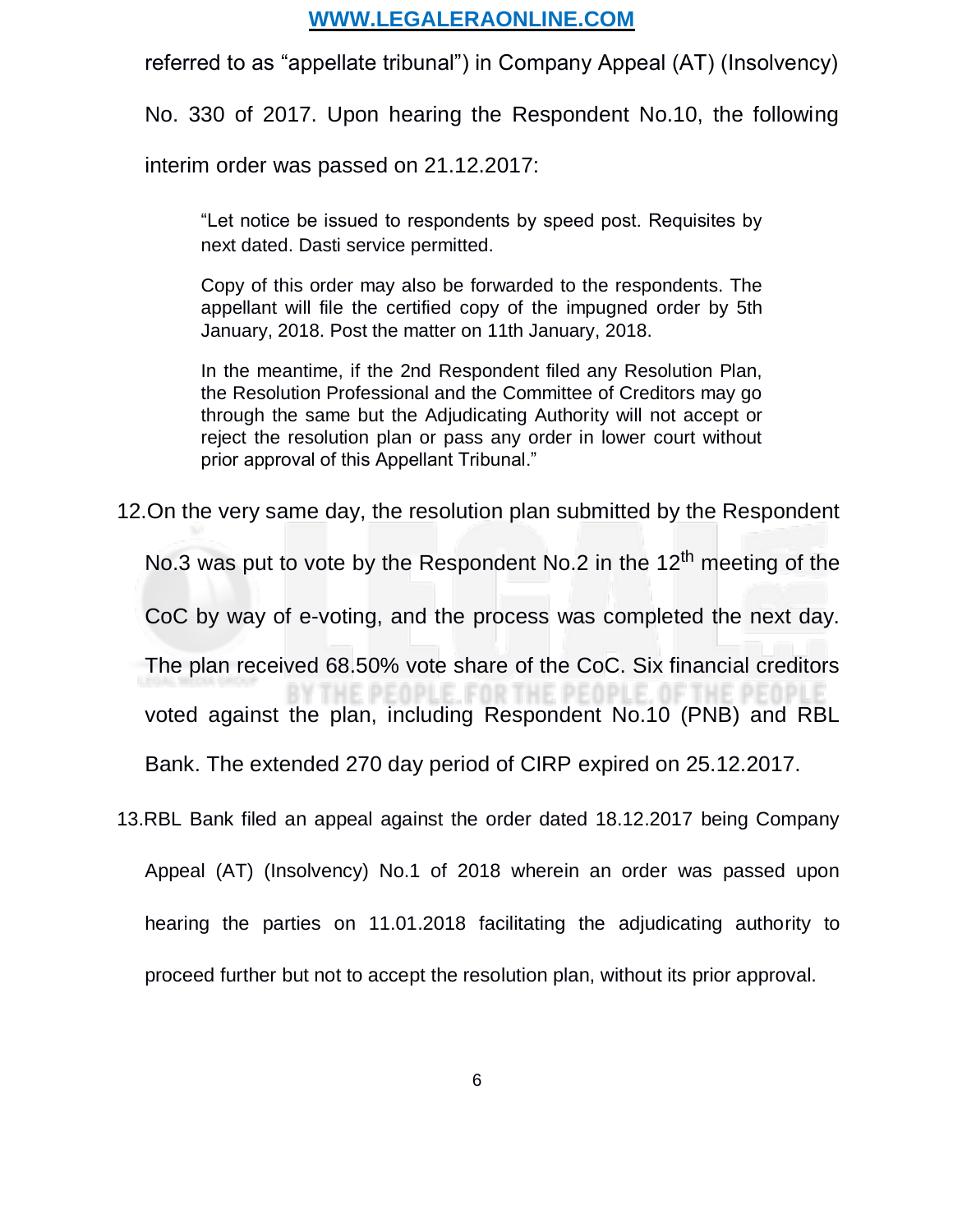referred to as “appellate tribunal”) in Company Appeal (AT) (Insolvency) No. 330 of 2017. Upon hearing the Respondent No.10, the following interim order was passed on 21.12.2017:

> “Let notice be issued to respondents by speed post. Requisites by next dated. Dasti service permitted.
>
> Copy of this order may also be forwarded to the respondents. The appellant will file the certified copy of the impugned order by 5th January, 2018. Post the matter on 11th January, 2018.
>
> In the meantime, if the 2nd Respondent filed any Resolution Plan, the Resolution Professional and the Committee of Creditors may go through the same but the Adjudicating Authority will not accept or reject the resolution plan or pass any order in lower court without prior approval of this Appellant Tribunal.”

12. On the very same day, the resolution plan submitted by the Respondent No.3 was put to vote by the Respondent No.2 in the 12th meeting of the CoC by way of e-voting, and the process was completed the next day. The plan received 68.50% vote share of the CoC. Six financial creditors voted against the plan, including Respondent No.10 (PNB) and RBL Bank. The extended 270 day period of CIRP expired on 25.12.2017.

13. RBL Bank filed an appeal against the order dated 18.12.2017 being Company Appeal (AT) (Insolvency) No.1 of 2018 wherein an order was passed upon hearing the parties on 11.01.2018 facilitating the adjudicating authority to proceed further but not to accept the resolution plan, without its prior approval.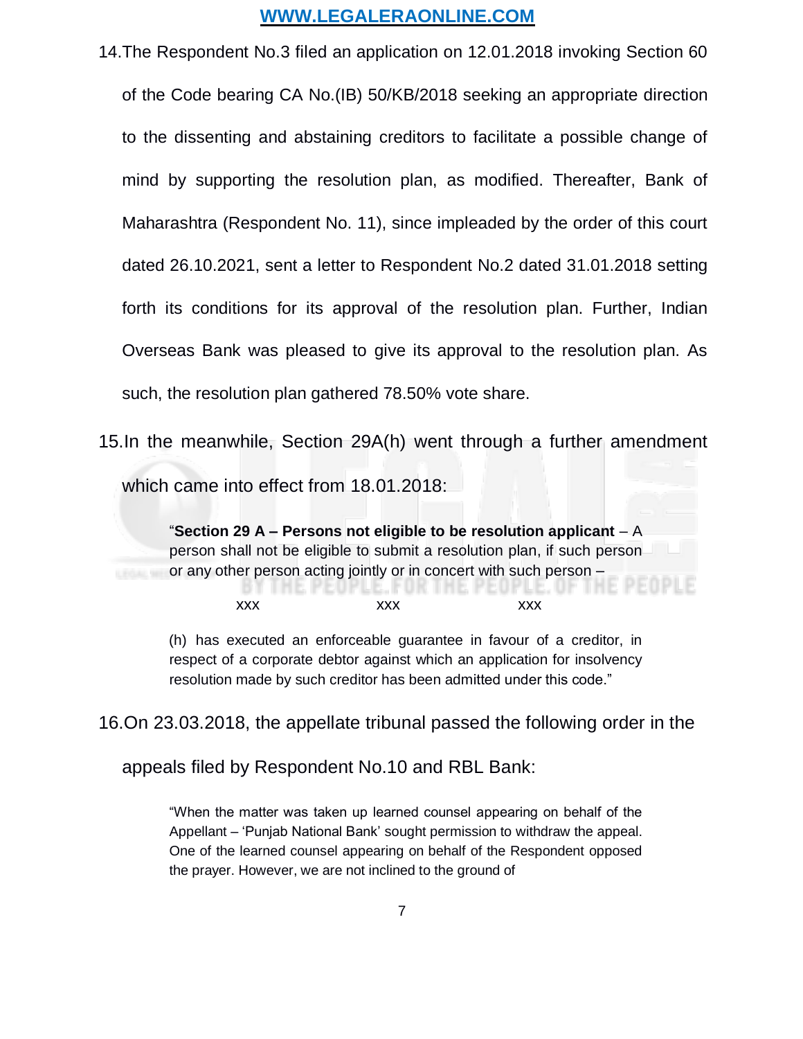14. The Respondent No.3 filed an application on 12.01.2018 invoking Section 60 of the Code bearing CA No.(IB) 50/KB/2018 seeking an appropriate direction to the dissenting and abstaining creditors to facilitate a possible change of mind by supporting the resolution plan, as modified. Thereafter, Bank of Maharashtra (Respondent No. 11), since impleaded by the order of this court dated 26.10.2021, sent a letter to Respondent No.2 dated 31.01.2018 setting forth its conditions for its approval of the resolution plan. Further, Indian Overseas Bank was pleased to give its approval to the resolution plan. As such, the resolution plan gathered 78.50% vote share.

15. In the meanwhile, Section 29A(h) went through a further amendment which came into effect from 18.01.2018:

> "**Section 29 A – Persons not eligible to be resolution applicant** – A person shall not be eligible to submit a resolution plan, if such person or any other person acting jointly or in concert with such person –
>
> xxx xxx xxx
>
> (h) has executed an enforceable guarantee in favour of a creditor, in respect of a corporate debtor against which an application for insolvency resolution made by such creditor has been admitted under this code."

16. On 23.03.2018, the appellate tribunal passed the following order in the appeals filed by Respondent No.10 and RBL Bank:

> "When the matter was taken up learned counsel appearing on behalf of the Appellant – 'Punjab National Bank' sought permission to withdraw the appeal. One of the learned counsel appearing on behalf of the Respondent opposed the prayer. However, we are not inclined to the ground of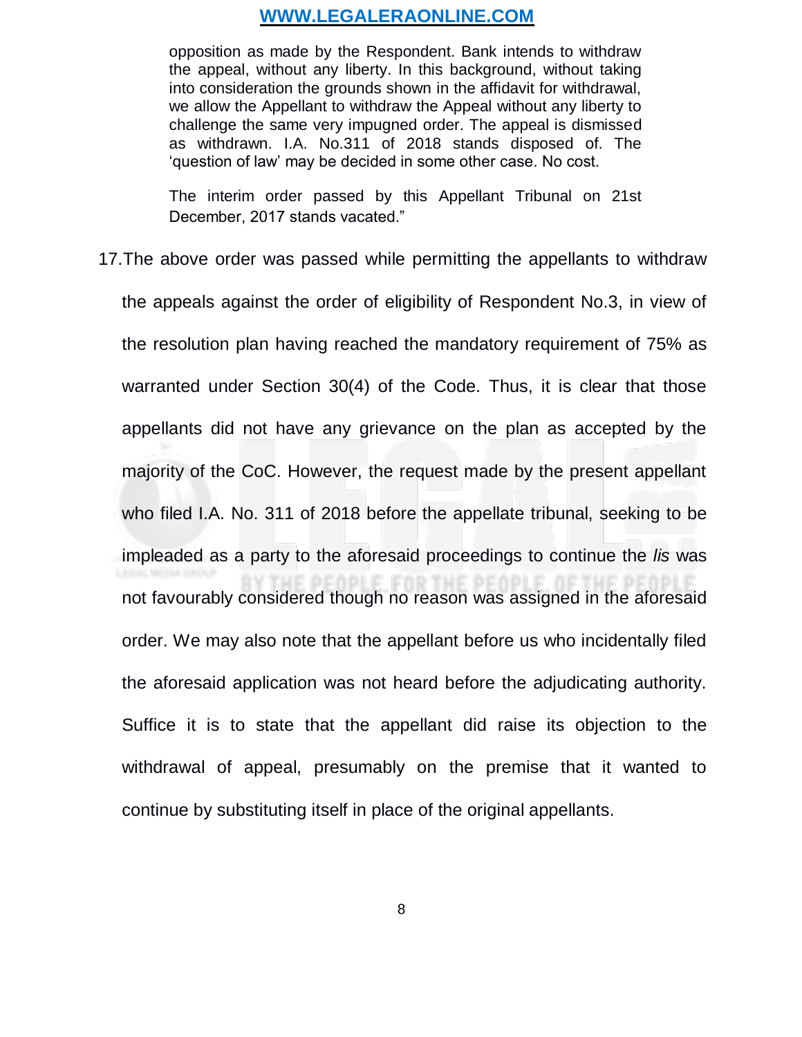opposition as made by the Respondent. Bank intends to withdraw the appeal, without any liberty. In this background, without taking into consideration the grounds shown in the affidavit for withdrawal, we allow the Appellant to withdraw the Appeal without any liberty to challenge the same very impugned order. The appeal is dismissed as withdrawn. I.A. No.311 of 2018 stands disposed of. The 'question of law' may be decided in some other case. No cost.

> The interim order passed by this Appellant Tribunal on 21st December, 2017 stands vacated."

17. The above order was passed while permitting the appellants to withdraw the appeals against the order of eligibility of Respondent No.3, in view of the resolution plan having reached the mandatory requirement of 75% as warranted under Section 30(4) of the Code. Thus, it is clear that those appellants did not have any grievance on the plan as accepted by the majority of the CoC. However, the request made by the present appellant who filed I.A. No. 311 of 2018 before the appellate tribunal, seeking to be impleaded as a party to the aforesaid proceedings to continue the *lis* was not favourably considered though no reason was assigned in the aforesaid order. We may also note that the appellant before us who incidentally filed the aforesaid application was not heard before the adjudicating authority. Suffice it is to state that the appellant did raise its objection to the withdrawal of appeal, presumably on the premise that it wanted to continue by substituting itself in place of the original appellants.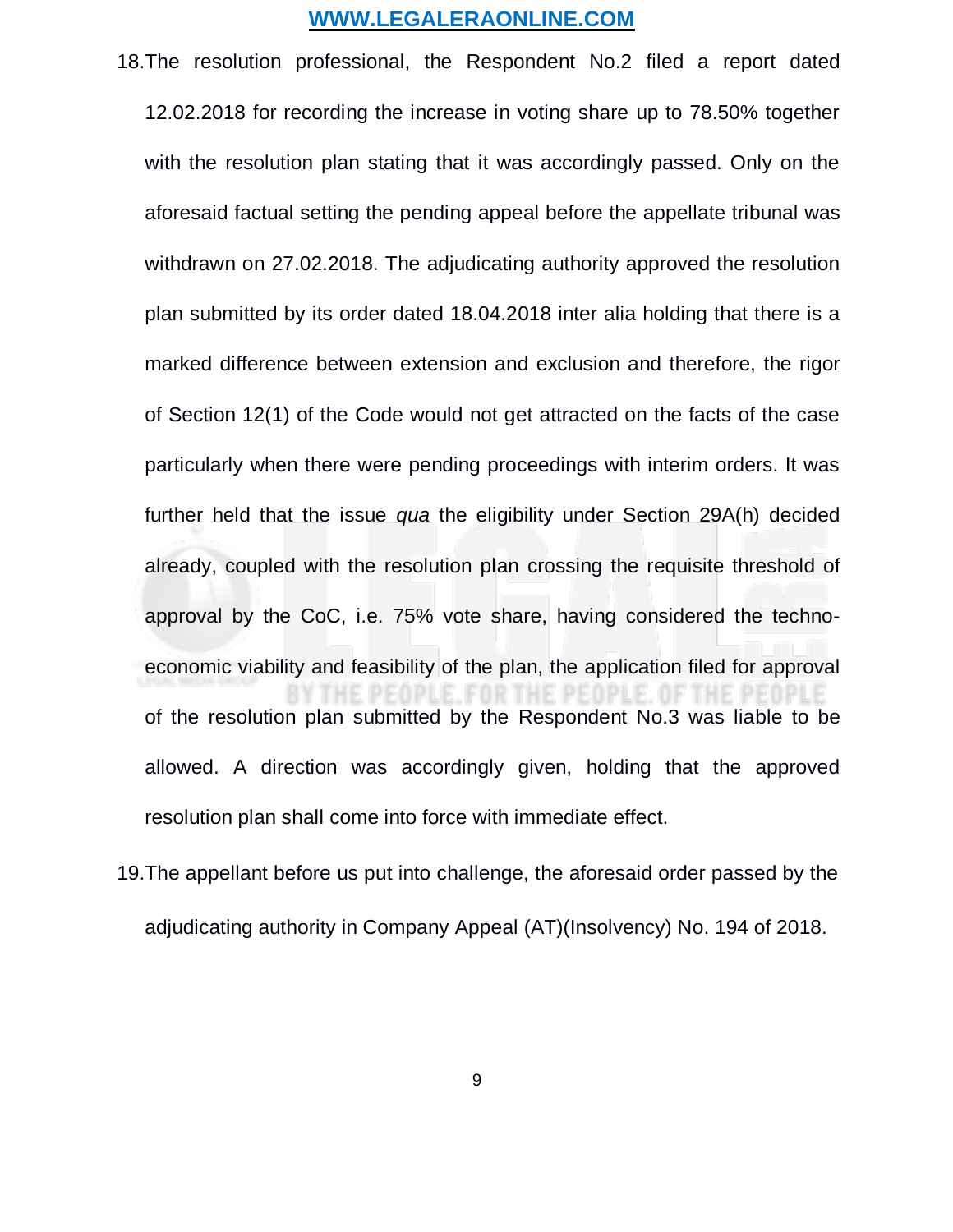18. The resolution professional, the Respondent No.2 filed a report dated 12.02.2018 for recording the increase in voting share up to 78.50% together with the resolution plan stating that it was accordingly passed. Only on the aforesaid factual setting the pending appeal before the appellate tribunal was withdrawn on 27.02.2018. The adjudicating authority approved the resolution plan submitted by its order dated 18.04.2018 inter alia holding that there is a marked difference between extension and exclusion and therefore, the rigor of Section 12(1) of the Code would not get attracted on the facts of the case particularly when there were pending proceedings with interim orders. It was further held that the issue *qua* the eligibility under Section 29A(h) decided already, coupled with the resolution plan crossing the requisite threshold of approval by the CoC, i.e. 75% vote share, having considered the techno-economic viability and feasibility of the plan, the application filed for approval of the resolution plan submitted by the Respondent No.3 was liable to be allowed. A direction was accordingly given, holding that the approved resolution plan shall come into force with immediate effect.

19. The appellant before us put into challenge, the aforesaid order passed by the adjudicating authority in Company Appeal (AT)(Insolvency) No. 194 of 2018.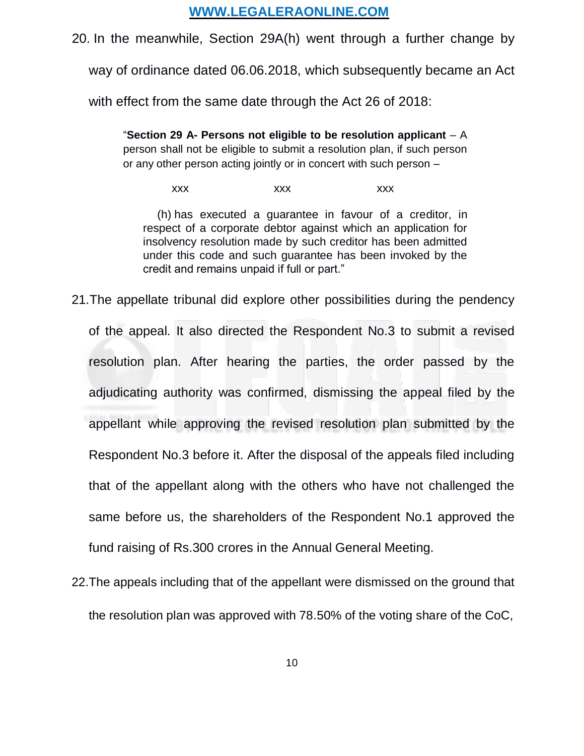20. In the meanwhile, Section 29A(h) went through a further change by way of ordinance dated 06.06.2018, which subsequently became an Act with effect from the same date through the Act 26 of 2018:

> "**Section 29 A- Persons not eligible to be resolution applicant** – A person shall not be eligible to submit a resolution plan, if such person or any other person acting jointly or in concert with such person –
>
> xxx xxx xxx
>
> (h) has executed a guarantee in favour of a creditor, in respect of a corporate debtor against which an application for insolvency resolution made by such creditor has been admitted under this code and such guarantee has been invoked by the credit and remains unpaid if full or part."

21. The appellate tribunal did explore other possibilities during the pendency of the appeal. It also directed the Respondent No.3 to submit a revised resolution plan. After hearing the parties, the order passed by the adjudicating authority was confirmed, dismissing the appeal filed by the appellant while approving the revised resolution plan submitted by the Respondent No.3 before it. After the disposal of the appeals filed including that of the appellant along with the others who have not challenged the same before us, the shareholders of the Respondent No.1 approved the fund raising of Rs.300 crores in the Annual General Meeting.

22. The appeals including that of the appellant were dismissed on the ground that the resolution plan was approved with 78.50% of the voting share of the CoC,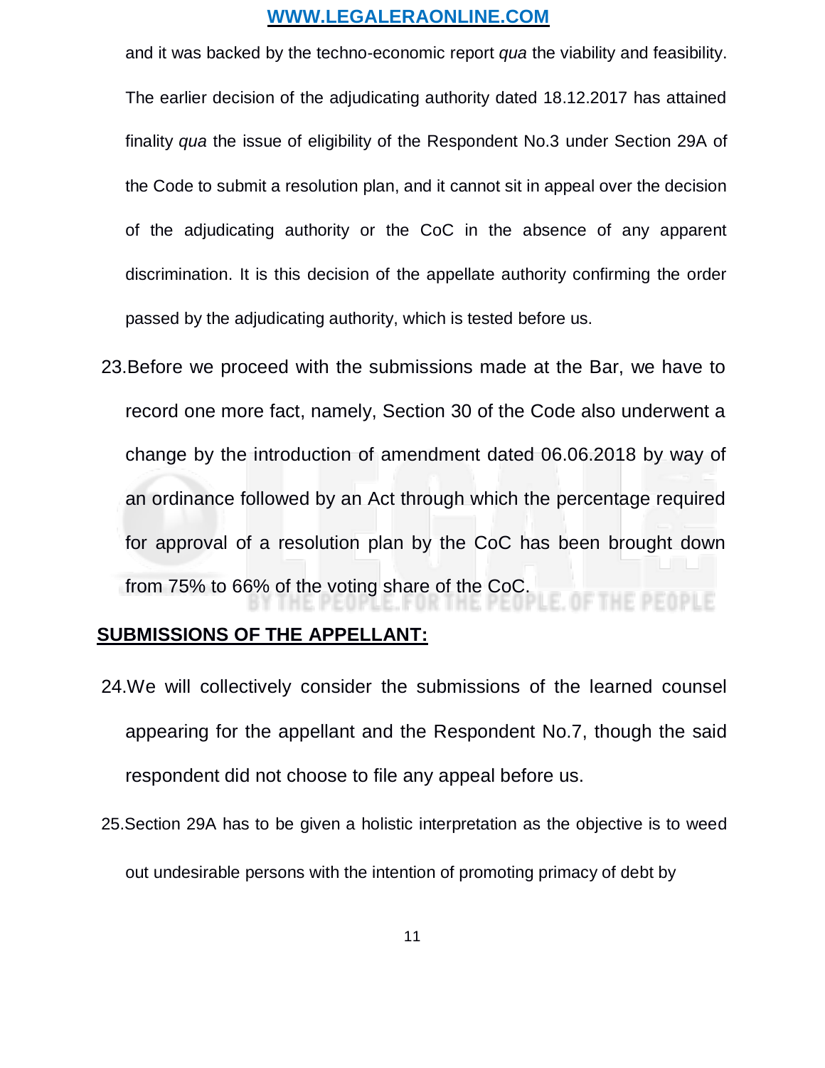and it was backed by the techno-economic report *qua* the viability and feasibility. The earlier decision of the adjudicating authority dated 18.12.2017 has attained finality *qua* the issue of eligibility of the Respondent No.3 under Section 29A of the Code to submit a resolution plan, and it cannot sit in appeal over the decision of the adjudicating authority or the CoC in the absence of any apparent discrimination. It is this decision of the appellate authority confirming the order passed by the adjudicating authority, which is tested before us.

23. Before we proceed with the submissions made at the Bar, we have to record one more fact, namely, Section 30 of the Code also underwent a change by the introduction of amendment dated 06.06.2018 by way of an ordinance followed by an Act through which the percentage required for approval of a resolution plan by the CoC has been brought down from 75% to 66% of the voting share of the CoC.

## SUBMISSIONS OF THE APPELLANT:

24. We will collectively consider the submissions of the learned counsel appearing for the appellant and the Respondent No.7, though the said respondent did not choose to file any appeal before us.

25. Section 29A has to be given a holistic interpretation as the objective is to weed out undesirable persons with the intention of promoting primacy of debt by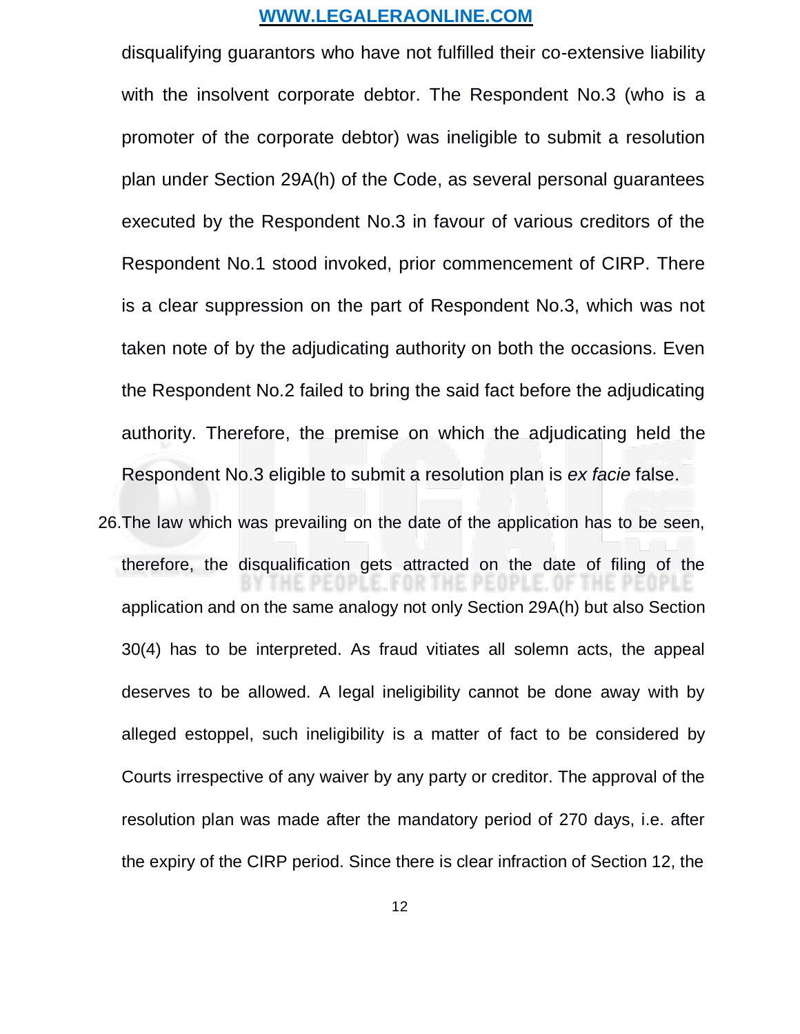disqualifying guarantors who have not fulfilled their co-extensive liability with the insolvent corporate debtor. The Respondent No.3 (who is a promoter of the corporate debtor) was ineligible to submit a resolution plan under Section 29A(h) of the Code, as several personal guarantees executed by the Respondent No.3 in favour of various creditors of the Respondent No.1 stood invoked, prior commencement of CIRP. There is a clear suppression on the part of Respondent No.3, which was not taken note of by the adjudicating authority on both the occasions. Even the Respondent No.2 failed to bring the said fact before the adjudicating authority. Therefore, the premise on which the adjudicating held the Respondent No.3 eligible to submit a resolution plan is *ex facie* false.

26. The law which was prevailing on the date of the application has to be seen, therefore, the disqualification gets attracted on the date of filing of the application and on the same analogy not only Section 29A(h) but also Section 30(4) has to be interpreted. As fraud vitiates all solemn acts, the appeal deserves to be allowed. A legal ineligibility cannot be done away with by alleged estoppel, such ineligibility is a matter of fact to be considered by Courts irrespective of any waiver by any party or creditor. The approval of the resolution plan was made after the mandatory period of 270 days, i.e. after the expiry of the CIRP period. Since there is clear infraction of Section 12, the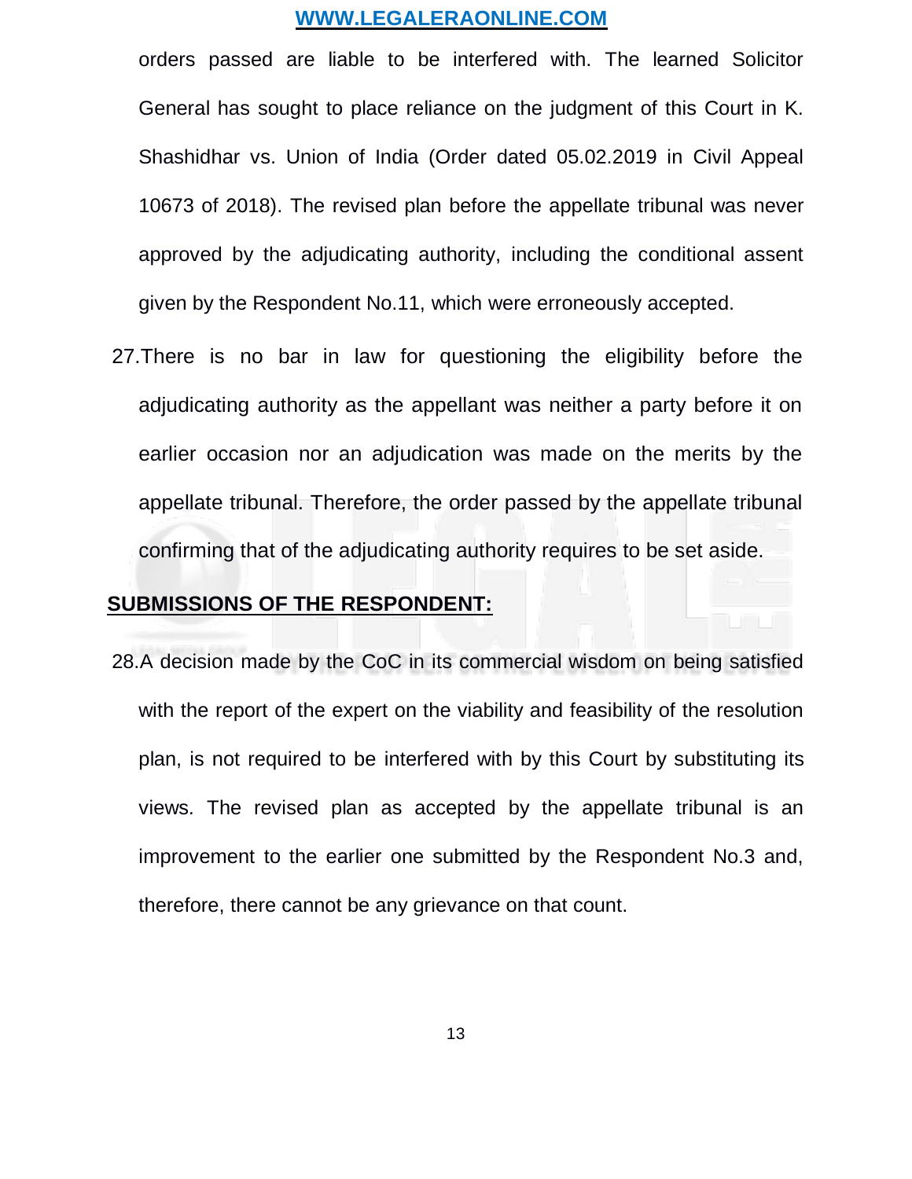orders passed are liable to be interfered with. The learned Solicitor General has sought to place reliance on the judgment of this Court in K. Shashidhar vs. Union of India (Order dated 05.02.2019 in Civil Appeal 10673 of 2018). The revised plan before the appellate tribunal was never approved by the adjudicating authority, including the conditional assent given by the Respondent No.11, which were erroneously accepted.

27. There is no bar in law for questioning the eligibility before the adjudicating authority as the appellant was neither a party before it on earlier occasion nor an adjudication was made on the merits by the appellate tribunal. Therefore, the order passed by the appellate tribunal confirming that of the adjudicating authority requires to be set aside.

## SUBMISSIONS OF THE RESPONDENT:

28. A decision made by the CoC in its commercial wisdom on being satisfied with the report of the expert on the viability and feasibility of the resolution plan, is not required to be interfered with by this Court by substituting its views. The revised plan as accepted by the appellate tribunal is an improvement to the earlier one submitted by the Respondent No.3 and, therefore, there cannot be any grievance on that count.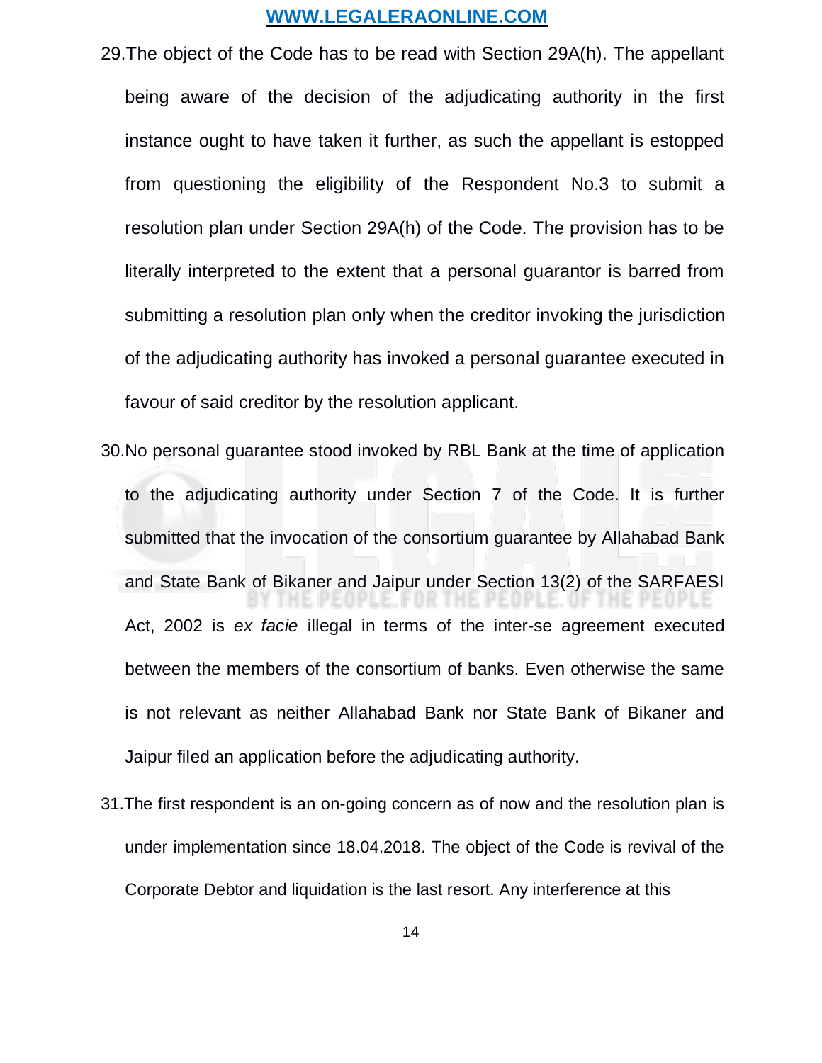29. The object of the Code has to be read with Section 29A(h). The appellant being aware of the decision of the adjudicating authority in the first instance ought to have taken it further, as such the appellant is estopped from questioning the eligibility of the Respondent No.3 to submit a resolution plan under Section 29A(h) of the Code. The provision has to be literally interpreted to the extent that a personal guarantor is barred from submitting a resolution plan only when the creditor invoking the jurisdiction of the adjudicating authority has invoked a personal guarantee executed in favour of said creditor by the resolution applicant.

30. No personal guarantee stood invoked by RBL Bank at the time of application to the adjudicating authority under Section 7 of the Code. It is further submitted that the invocation of the consortium guarantee by Allahabad Bank and State Bank of Bikaner and Jaipur under Section 13(2) of the SARFAESI Act, 2002 is *ex facie* illegal in terms of the inter-se agreement executed between the members of the consortium of banks. Even otherwise the same is not relevant as neither Allahabad Bank nor State Bank of Bikaner and Jaipur filed an application before the adjudicating authority.

31. The first respondent is an on-going concern as of now and the resolution plan is under implementation since 18.04.2018. The object of the Code is revival of the Corporate Debtor and liquidation is the last resort. Any interference at this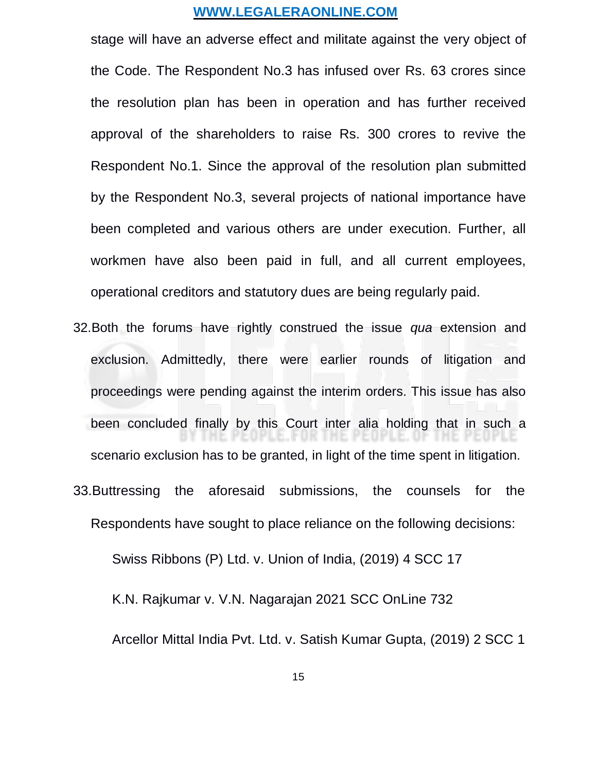stage will have an adverse effect and militate against the very object of the Code. The Respondent No.3 has infused over Rs. 63 crores since the resolution plan has been in operation and has further received approval of the shareholders to raise Rs. 300 crores to revive the Respondent No.1. Since the approval of the resolution plan submitted by the Respondent No.3, several projects of national importance have been completed and various others are under execution. Further, all workmen have also been paid in full, and all current employees, operational creditors and statutory dues are being regularly paid.

32. Both the forums have rightly construed the issue *qua* extension and exclusion. Admittedly, there were earlier rounds of litigation and proceedings were pending against the interim orders. This issue has also been concluded finally by this Court inter alia holding that in such a scenario exclusion has to be granted, in light of the time spent in litigation.

33. Buttressing the aforesaid submissions, the counsels for the Respondents have sought to place reliance on the following decisions:

Swiss Ribbons (P) Ltd. v. Union of India, (2019) 4 SCC 17

K.N. Rajkumar v. V.N. Nagarajan 2021 SCC OnLine 732

Arcellor Mittal India Pvt. Ltd. v. Satish Kumar Gupta, (2019) 2 SCC 1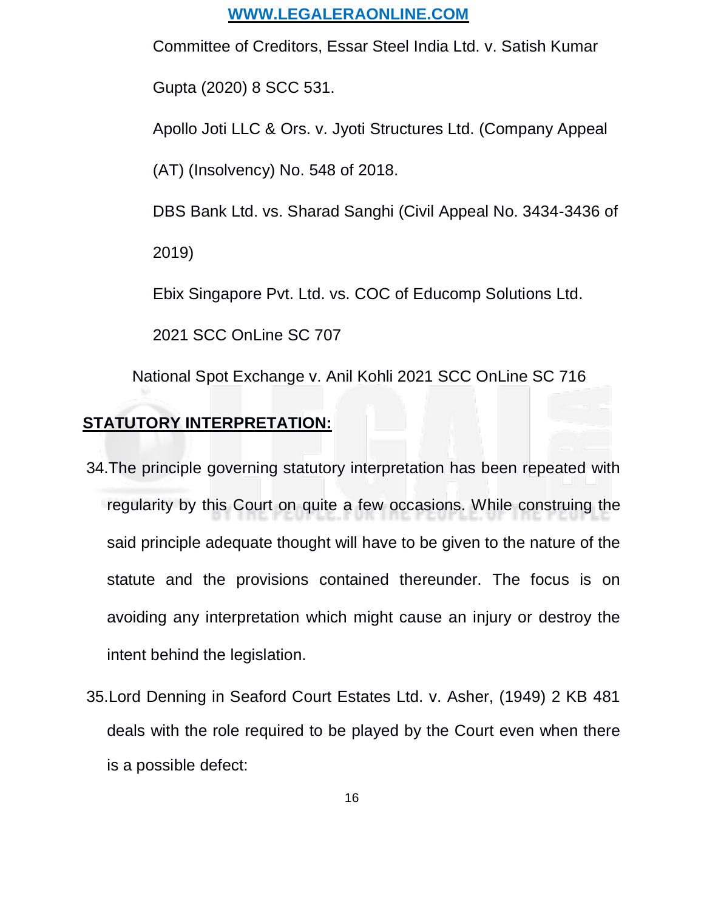Committee of Creditors, Essar Steel India Ltd. v. Satish Kumar Gupta (2020) 8 SCC 531.

Apollo Joti LLC & Ors. v. Jyoti Structures Ltd. (Company Appeal (AT) (Insolvency) No. 548 of 2018.

DBS Bank Ltd. vs. Sharad Sanghi (Civil Appeal No. 3434-3436 of 2019)

Ebix Singapore Pvt. Ltd. vs. COC of Educomp Solutions Ltd. 2021 SCC OnLine SC 707

National Spot Exchange v. Anil Kohli 2021 SCC OnLine SC 716

## STATUTORY INTERPRETATION:

34. The principle governing statutory interpretation has been repeated with regularity by this Court on quite a few occasions. While construing the said principle adequate thought will have to be given to the nature of the statute and the provisions contained thereunder. The focus is on avoiding any interpretation which might cause an injury or destroy the intent behind the legislation.

35. Lord Denning in Seaford Court Estates Ltd. v. Asher, (1949) 2 KB 481 deals with the role required to be played by the Court even when there is a possible defect: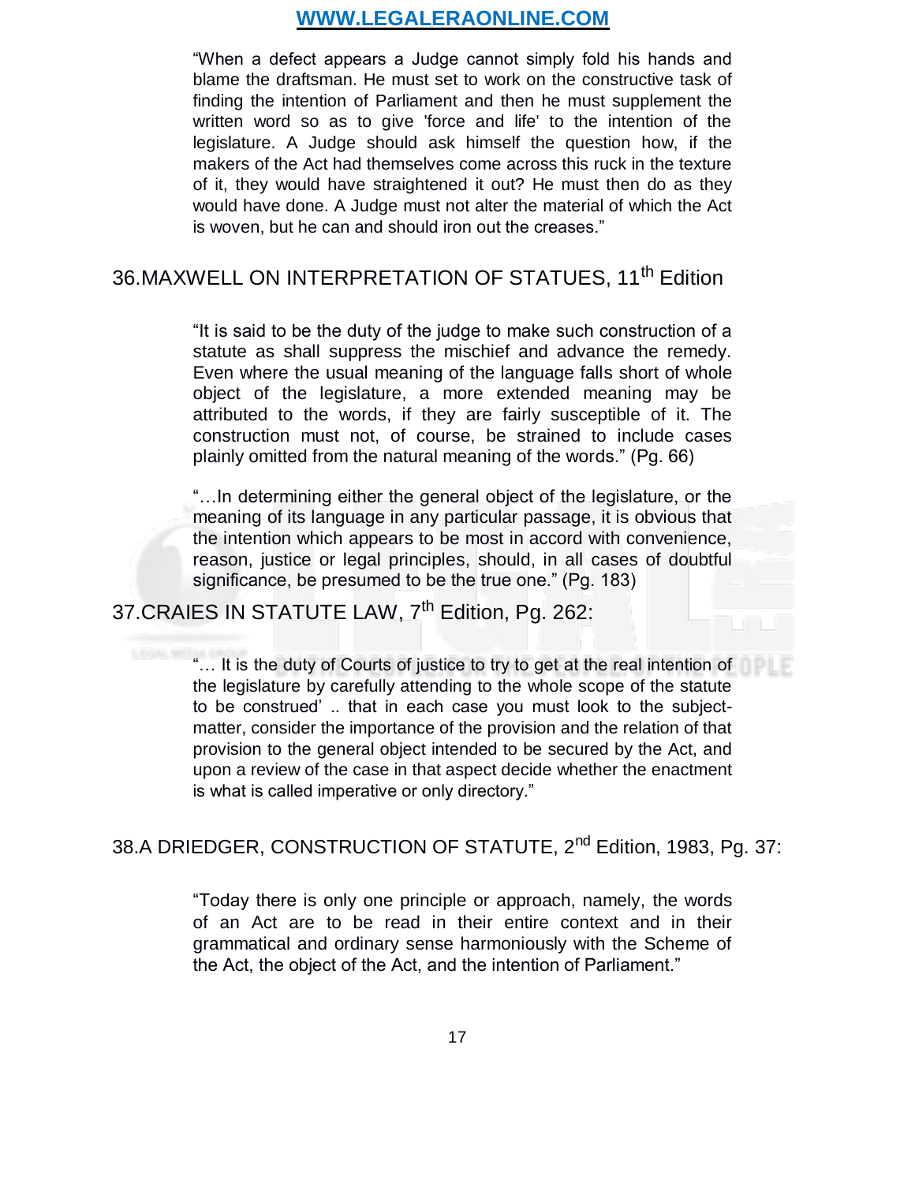"When a defect appears a Judge cannot simply fold his hands and blame the draftsman. He must set to work on the constructive task of finding the intention of Parliament and then he must supplement the written word so as to give 'force and life' to the intention of the legislature. A Judge should ask himself the question how, if the makers of the Act had themselves come across this ruck in the texture of it, they would have straightened it out? He must then do as they would have done. A Judge must not alter the material of which the Act is woven, but he can and should iron out the creases."

## 36.MAXWELL ON INTERPRETATION OF STATUES, 11th Edition

"It is said to be the duty of the judge to make such construction of a statute as shall suppress the mischief and advance the remedy. Even where the usual meaning of the language falls short of whole object of the legislature, a more extended meaning may be attributed to the words, if they are fairly susceptible of it. The construction must not, of course, be strained to include cases plainly omitted from the natural meaning of the words." (Pg. 66)

"…In determining either the general object of the legislature, or the meaning of its language in any particular passage, it is obvious that the intention which appears to be most in accord with convenience, reason, justice or legal principles, should, in all cases of doubtful significance, be presumed to be the true one." (Pg. 183)

## 37.CRAIES IN STATUTE LAW, 7th Edition, Pg. 262:

"… It is the duty of Courts of justice to try to get at the real intention of the legislature by carefully attending to the whole scope of the statute to be construed' .. that in each case you must look to the subject-matter, consider the importance of the provision and the relation of that provision to the general object intended to be secured by the Act, and upon a review of the case in that aspect decide whether the enactment is what is called imperative or only directory."

## 38.A DRIEDGER, CONSTRUCTION OF STATUTE, 2nd Edition, 1983, Pg. 37:

"Today there is only one principle or approach, namely, the words of an Act are to be read in their entire context and in their grammatical and ordinary sense harmoniously with the Scheme of the Act, the object of the Act, and the intention of Parliament."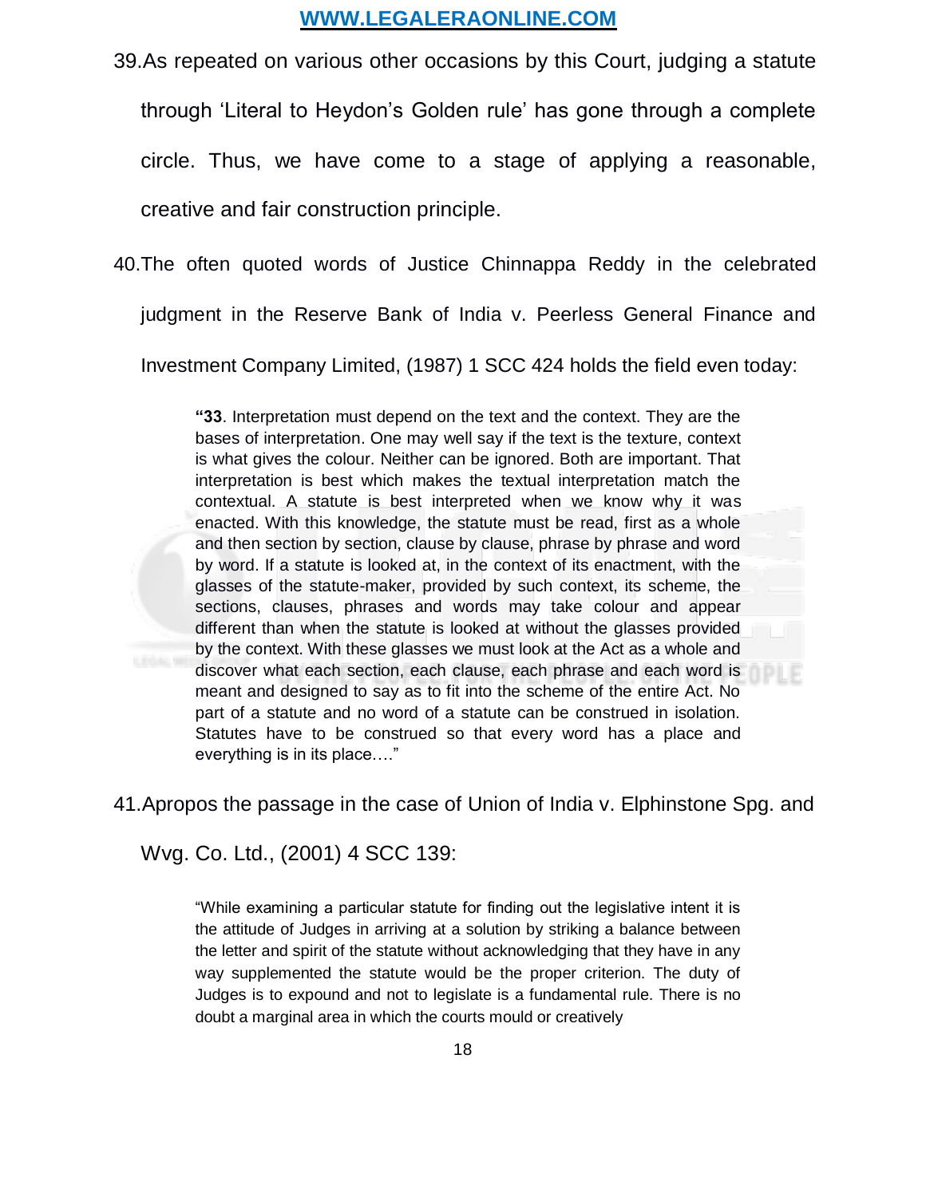39. As repeated on various other occasions by this Court, judging a statute through 'Literal to Heydon's Golden rule' has gone through a complete circle. Thus, we have come to a stage of applying a reasonable, creative and fair construction principle.

40. The often quoted words of Justice Chinnappa Reddy in the celebrated judgment in the Reserve Bank of India v. Peerless General Finance and Investment Company Limited, (1987) 1 SCC 424 holds the field even today:

> "**33**. Interpretation must depend on the text and the context. They are the bases of interpretation. One may well say if the text is the texture, context is what gives the colour. Neither can be ignored. Both are important. That interpretation is best which makes the textual interpretation match the contextual. A statute is best interpreted when we know why it was enacted. With this knowledge, the statute must be read, first as a whole and then section by section, clause by clause, phrase by phrase and word by word. If a statute is looked at, in the context of its enactment, with the glasses of the statute-maker, provided by such context, its scheme, the sections, clauses, phrases and words may take colour and appear different than when the statute is looked at without the glasses provided by the context. With these glasses we must look at the Act as a whole and discover what each section, each clause, each phrase and each word is meant and designed to say as to fit into the scheme of the entire Act. No part of a statute and no word of a statute can be construed in isolation. Statutes have to be construed so that every word has a place and everything is in its place…."

41. Apropos the passage in the case of Union of India v. Elphinstone Spg. and Wvg. Co. Ltd., (2001) 4 SCC 139:

> "While examining a particular statute for finding out the legislative intent it is the attitude of Judges in arriving at a solution by striking a balance between the letter and spirit of the statute without acknowledging that they have in any way supplemented the statute would be the proper criterion. The duty of Judges is to expound and not to legislate is a fundamental rule. There is no doubt a marginal area in which the courts mould or creatively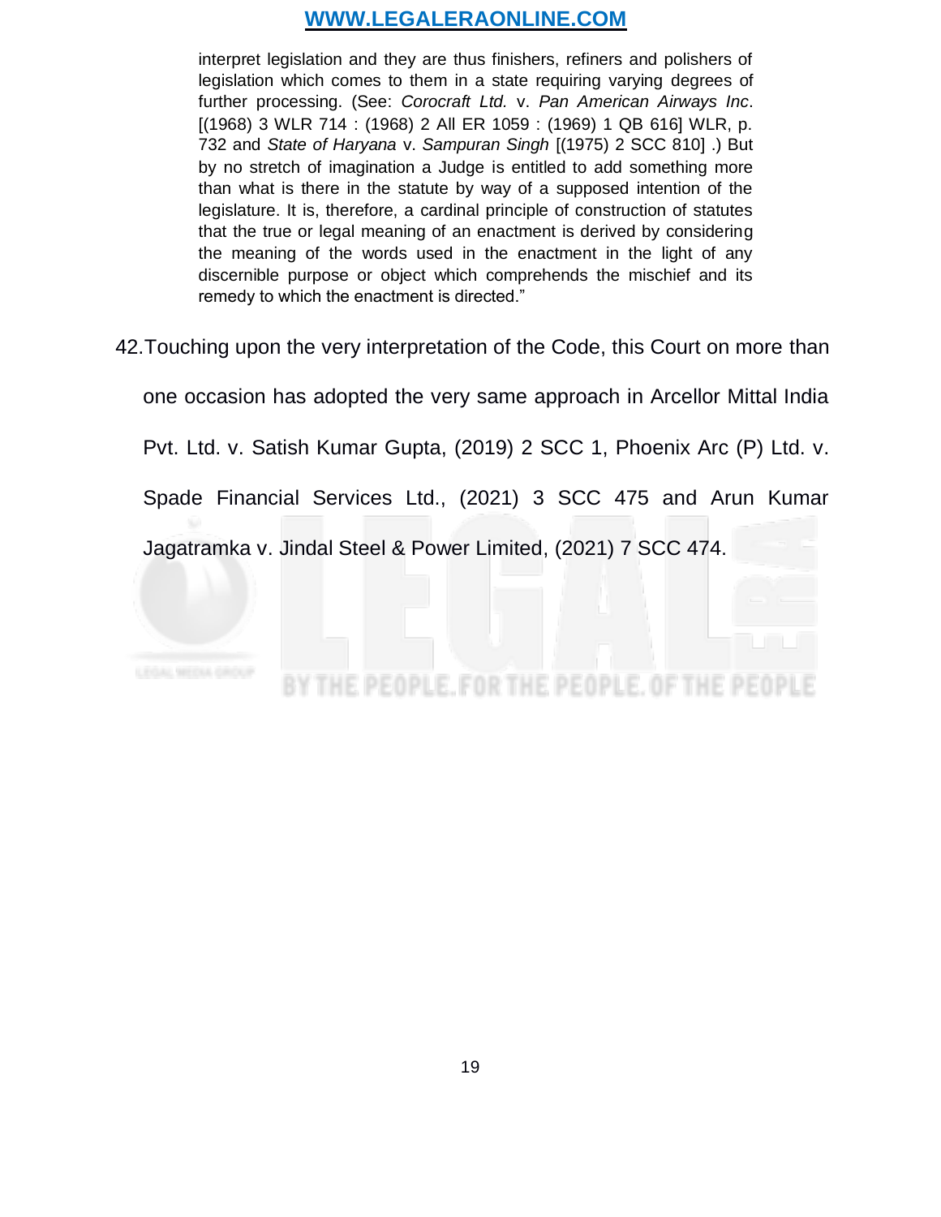> interpret legislation and they are thus finishers, refiners and polishers of legislation which comes to them in a state requiring varying degrees of further processing. (See: *Corocraft Ltd.* v. *Pan American Airways Inc*. [(1968) 3 WLR 714 : (1968) 2 All ER 1059 : (1969) 1 QB 616] WLR, p. 732 and *State of Haryana* v. *Sampuran Singh* [(1975) 2 SCC 810] .) But by no stretch of imagination a Judge is entitled to add something more than what is there in the statute by way of a supposed intention of the legislature. It is, therefore, a cardinal principle of construction of statutes that the true or legal meaning of an enactment is derived by considering the meaning of the words used in the enactment in the light of any discernible purpose or object which comprehends the mischief and its remedy to which the enactment is directed."

42. Touching upon the very interpretation of the Code, this Court on more than one occasion has adopted the very same approach in Arcellor Mittal India Pvt. Ltd. v. Satish Kumar Gupta, (2019) 2 SCC 1, Phoenix Arc (P) Ltd. v. Spade Financial Services Ltd., (2021) 3 SCC 475 and Arun Kumar Jagatramka v. Jindal Steel & Power Limited, (2021) 7 SCC 474.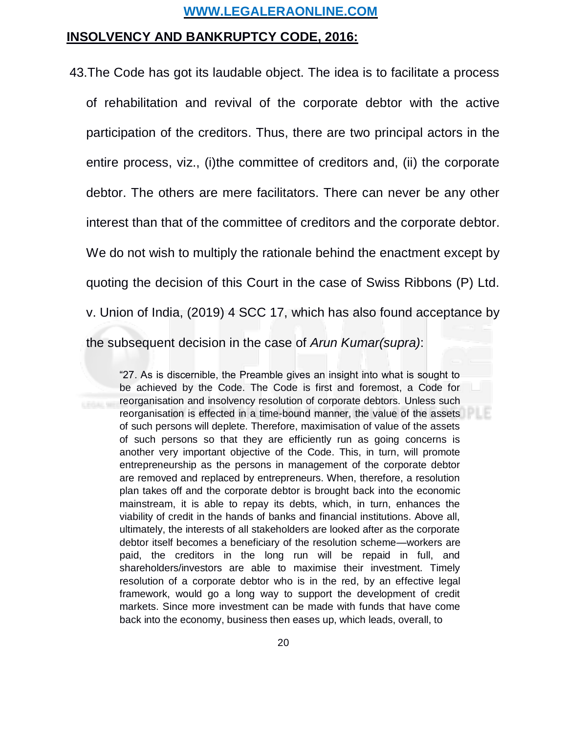## INSOLVENCY AND BANKRUPTCY CODE, 2016:

43.The Code has got its laudable object. The idea is to facilitate a process of rehabilitation and revival of the corporate debtor with the active participation of the creditors. Thus, there are two principal actors in the entire process, viz., (i)the committee of creditors and, (ii) the corporate debtor. The others are mere facilitators. There can never be any other interest than that of the committee of creditors and the corporate debtor. We do not wish to multiply the rationale behind the enactment except by quoting the decision of this Court in the case of Swiss Ribbons (P) Ltd. v. Union of India, (2019) 4 SCC 17, which has also found acceptance by the subsequent decision in the case of *Arun Kumar(supra)*:

> "27. As is discernible, the Preamble gives an insight into what is sought to be achieved by the Code. The Code is first and foremost, a Code for reorganisation and insolvency resolution of corporate debtors. Unless such reorganisation is effected in a time-bound manner, the value of the assets of such persons will deplete. Therefore, maximisation of value of the assets of such persons so that they are efficiently run as going concerns is another very important objective of the Code. This, in turn, will promote entrepreneurship as the persons in management of the corporate debtor are removed and replaced by entrepreneurs. When, therefore, a resolution plan takes off and the corporate debtor is brought back into the economic mainstream, it is able to repay its debts, which, in turn, enhances the viability of credit in the hands of banks and financial institutions. Above all, ultimately, the interests of all stakeholders are looked after as the corporate debtor itself becomes a beneficiary of the resolution scheme—workers are paid, the creditors in the long run will be repaid in full, and shareholders/investors are able to maximise their investment. Timely resolution of a corporate debtor who is in the red, by an effective legal framework, would go a long way to support the development of credit markets. Since more investment can be made with funds that have come back into the economy, business then eases up, which leads, overall, to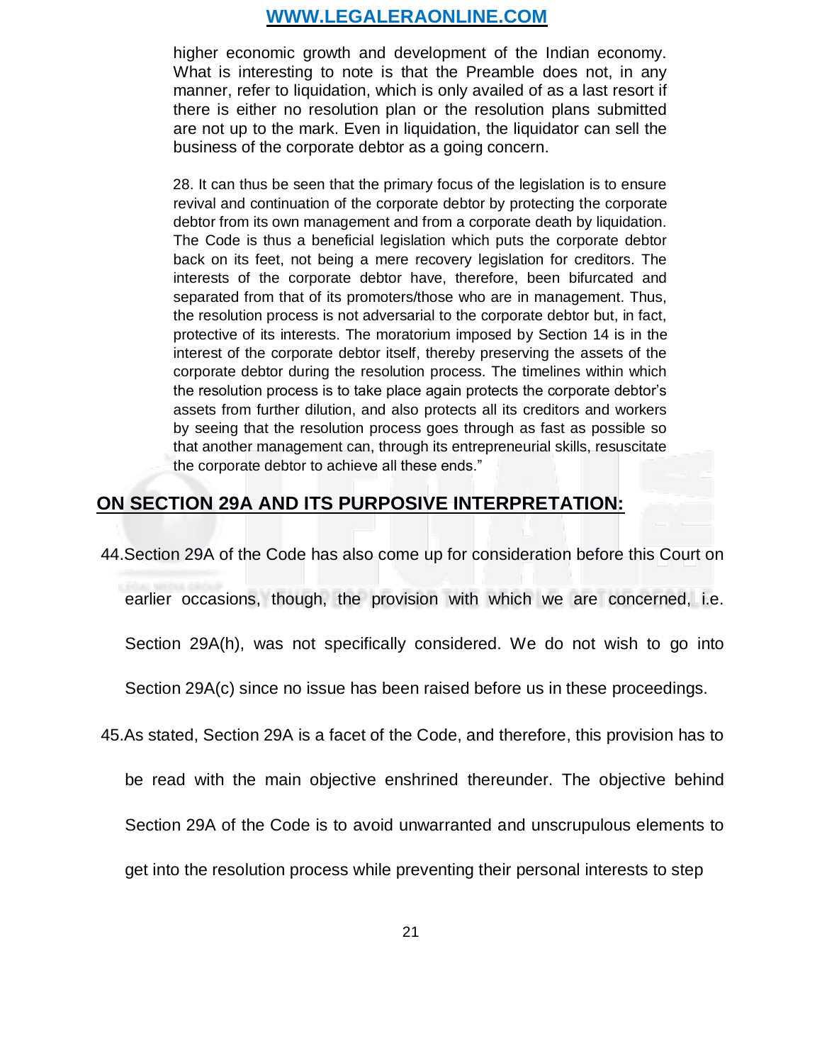> higher economic growth and development of the Indian economy. What is interesting to note is that the Preamble does not, in any manner, refer to liquidation, which is only availed of as a last resort if there is either no resolution plan or the resolution plans submitted are not up to the mark. Even in liquidation, the liquidator can sell the business of the corporate debtor as a going concern.
>
> 28. It can thus be seen that the primary focus of the legislation is to ensure revival and continuation of the corporate debtor by protecting the corporate debtor from its own management and from a corporate death by liquidation. The Code is thus a beneficial legislation which puts the corporate debtor back on its feet, not being a mere recovery legislation for creditors. The interests of the corporate debtor have, therefore, been bifurcated and separated from that of its promoters/those who are in management. Thus, the resolution process is not adversarial to the corporate debtor but, in fact, protective of its interests. The moratorium imposed by Section 14 is in the interest of the corporate debtor itself, thereby preserving the assets of the corporate debtor during the resolution process. The timelines within which the resolution process is to take place again protects the corporate debtor's assets from further dilution, and also protects all its creditors and workers by seeing that the resolution process goes through as fast as possible so that another management can, through its entrepreneurial skills, resuscitate the corporate debtor to achieve all these ends."

## ON SECTION 29A AND ITS PURPOSIVE INTERPRETATION:

44. Section 29A of the Code has also come up for consideration before this Court on earlier occasions, though, the provision with which we are concerned, i.e. Section 29A(h), was not specifically considered. We do not wish to go into Section 29A(c) since no issue has been raised before us in these proceedings.

45. As stated, Section 29A is a facet of the Code, and therefore, this provision has to be read with the main objective enshrined thereunder. The objective behind Section 29A of the Code is to avoid unwarranted and unscrupulous elements to get into the resolution process while preventing their personal interests to step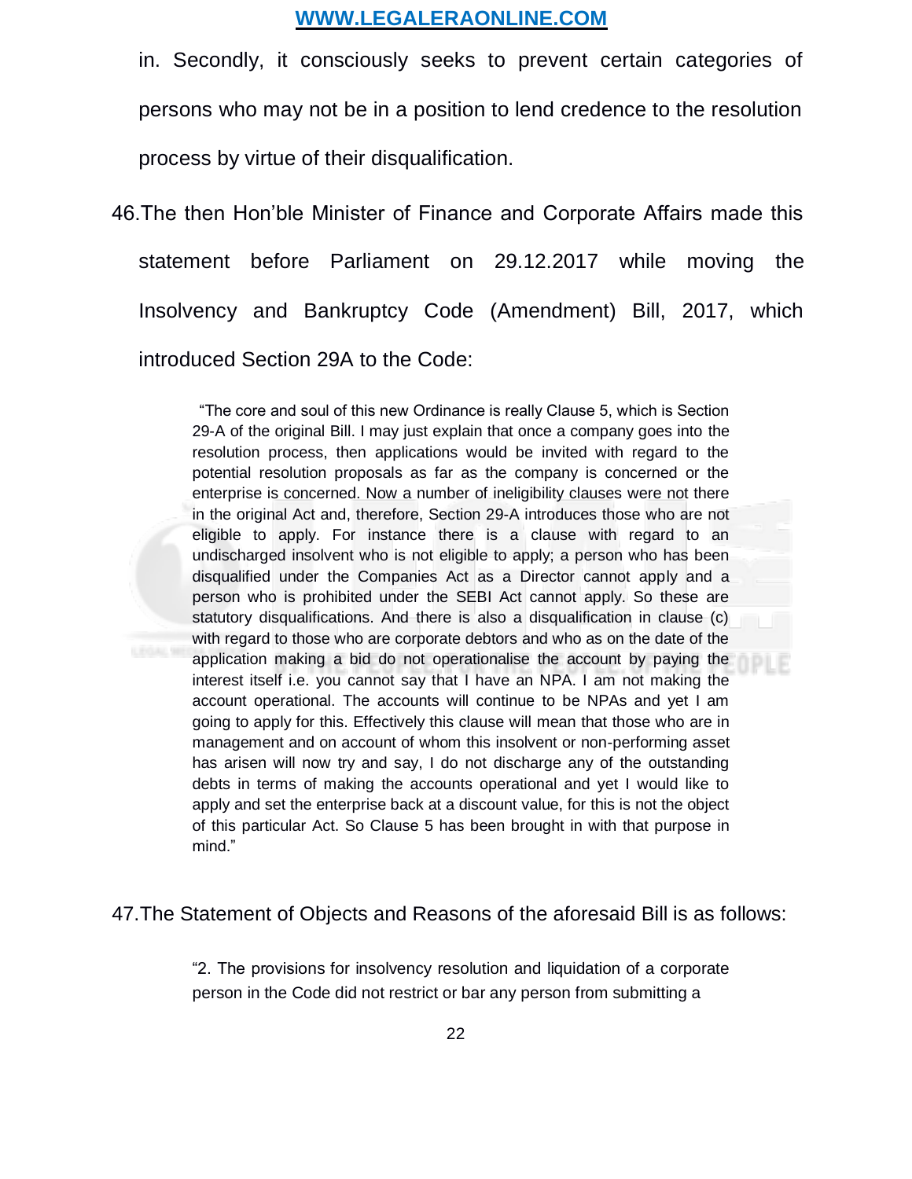in. Secondly, it consciously seeks to prevent certain categories of persons who may not be in a position to lend credence to the resolution process by virtue of their disqualification.

46. The then Hon'ble Minister of Finance and Corporate Affairs made this statement before Parliament on 29.12.2017 while moving the Insolvency and Bankruptcy Code (Amendment) Bill, 2017, which introduced Section 29A to the Code:

> "The core and soul of this new Ordinance is really Clause 5, which is Section 29-A of the original Bill. I may just explain that once a company goes into the resolution process, then applications would be invited with regard to the potential resolution proposals as far as the company is concerned or the enterprise is concerned. Now a number of ineligibility clauses were not there in the original Act and, therefore, Section 29-A introduces those who are not eligible to apply. For instance there is a clause with regard to an undischarged insolvent who is not eligible to apply; a person who has been disqualified under the Companies Act as a Director cannot apply and a person who is prohibited under the SEBI Act cannot apply. So these are statutory disqualifications. And there is also a disqualification in clause (c) with regard to those who are corporate debtors and who as on the date of the application making a bid do not operationalise the account by paying the interest itself i.e. you cannot say that I have an NPA. I am not making the account operational. The accounts will continue to be NPAs and yet I am going to apply for this. Effectively this clause will mean that those who are in management and on account of whom this insolvent or non-performing asset has arisen will now try and say, I do not discharge any of the outstanding debts in terms of making the accounts operational and yet I would like to apply and set the enterprise back at a discount value, for this is not the object of this particular Act. So Clause 5 has been brought in with that purpose in mind."

47. The Statement of Objects and Reasons of the aforesaid Bill is as follows:

> "2. The provisions for insolvency resolution and liquidation of a corporate person in the Code did not restrict or bar any person from submitting a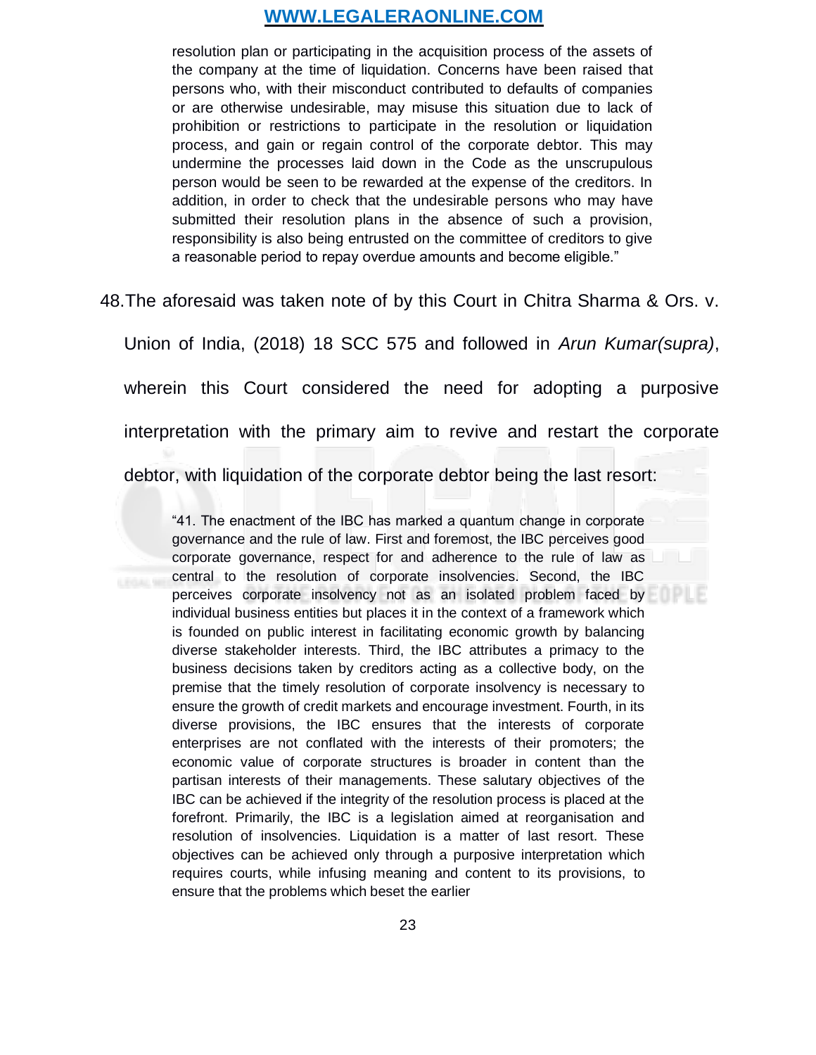> resolution plan or participating in the acquisition process of the assets of the company at the time of liquidation. Concerns have been raised that persons who, with their misconduct contributed to defaults of companies or are otherwise undesirable, may misuse this situation due to lack of prohibition or restrictions to participate in the resolution or liquidation process, and gain or regain control of the corporate debtor. This may undermine the processes laid down in the Code as the unscrupulous person would be seen to be rewarded at the expense of the creditors. In addition, in order to check that the undesirable persons who may have submitted their resolution plans in the absence of such a provision, responsibility is also being entrusted on the committee of creditors to give a reasonable period to repay overdue amounts and become eligible."

48. The aforesaid was taken note of by this Court in Chitra Sharma & Ors. v. Union of India, (2018) 18 SCC 575 and followed in *Arun Kumar(supra)*, wherein this Court considered the need for adopting a purposive interpretation with the primary aim to revive and restart the corporate debtor, with liquidation of the corporate debtor being the last resort:

> "41. The enactment of the IBC has marked a quantum change in corporate governance and the rule of law. First and foremost, the IBC perceives good corporate governance, respect for and adherence to the rule of law as central to the resolution of corporate insolvencies. Second, the IBC perceives corporate insolvency not as an isolated problem faced by individual business entities but places it in the context of a framework which is founded on public interest in facilitating economic growth by balancing diverse stakeholder interests. Third, the IBC attributes a primacy to the business decisions taken by creditors acting as a collective body, on the premise that the timely resolution of corporate insolvency is necessary to ensure the growth of credit markets and encourage investment. Fourth, in its diverse provisions, the IBC ensures that the interests of corporate enterprises are not conflated with the interests of their promoters; the economic value of corporate structures is broader in content than the partisan interests of their managements. These salutary objectives of the IBC can be achieved if the integrity of the resolution process is placed at the forefront. Primarily, the IBC is a legislation aimed at reorganisation and resolution of insolvencies. Liquidation is a matter of last resort. These objectives can be achieved only through a purposive interpretation which requires courts, while infusing meaning and content to its provisions, to ensure that the problems which beset the earlier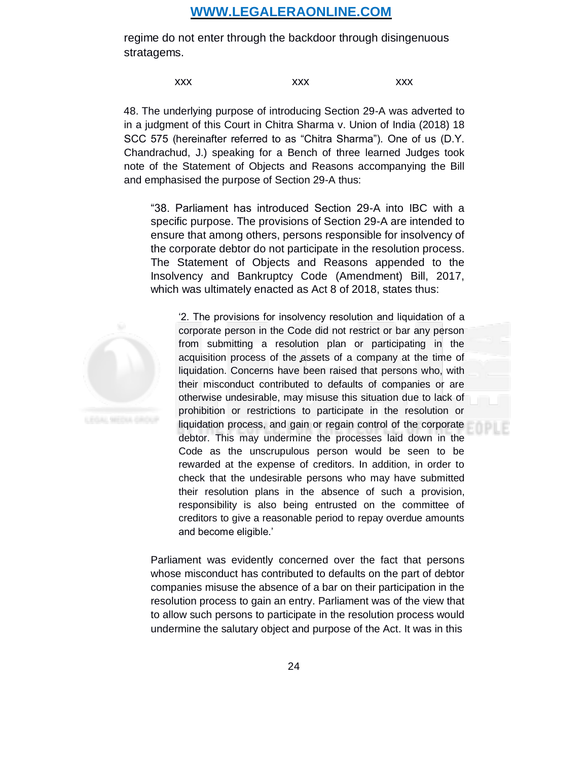regime do not enter through the backdoor through disingenuous stratagems.

xxx xxx xxx

48. The underlying purpose of introducing Section 29-A was adverted to in a judgment of this Court in Chitra Sharma v. Union of India (2018) 18 SCC 575 (hereinafter referred to as "Chitra Sharma"). One of us (D.Y. Chandrachud, J.) speaking for a Bench of three learned Judges took note of the Statement of Objects and Reasons accompanying the Bill and emphasised the purpose of Section 29-A thus:

> "38. Parliament has introduced Section 29-A into IBC with a specific purpose. The provisions of Section 29-A are intended to ensure that among others, persons responsible for insolvency of the corporate debtor do not participate in the resolution process. The Statement of Objects and Reasons appended to the Insolvency and Bankruptcy Code (Amendment) Bill, 2017, which was ultimately enacted as Act 8 of 2018, states thus:
>
> > '2. The provisions for insolvency resolution and liquidation of a corporate person in the Code did not restrict or bar any person from submitting a resolution plan or participating in the acquisition process of the assets of a company at the time of liquidation. Concerns have been raised that persons who, with their misconduct contributed to defaults of companies or are otherwise undesirable, may misuse this situation due to lack of prohibition or restrictions to participate in the resolution or liquidation process, and gain or regain control of the corporate debtor. This may undermine the processes laid down in the Code as the unscrupulous person would be seen to be rewarded at the expense of creditors. In addition, in order to check that the undesirable persons who may have submitted their resolution plans in the absence of such a provision, responsibility is also being entrusted on the committee of creditors to give a reasonable period to repay overdue amounts and become eligible.'
>
> Parliament was evidently concerned over the fact that persons whose misconduct has contributed to defaults on the part of debtor companies misuse the absence of a bar on their participation in the resolution process to gain an entry. Parliament was of the view that to allow such persons to participate in the resolution process would undermine the salutary object and purpose of the Act. It was in this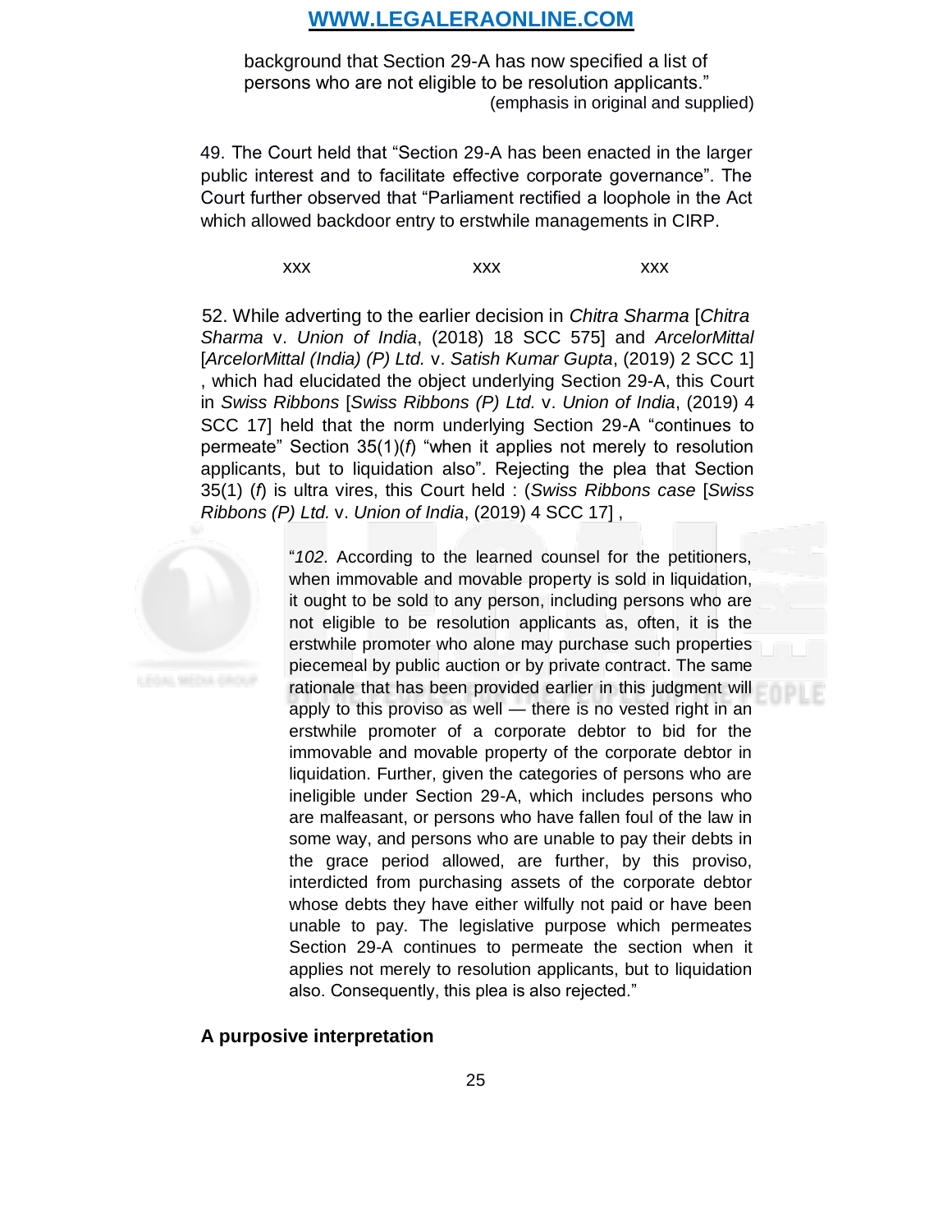background that Section 29-A has now specified a list of persons who are not eligible to be resolution applicants."

(emphasis in original and supplied)

49. The Court held that "Section 29-A has been enacted in the larger public interest and to facilitate effective corporate governance". The Court further observed that "Parliament rectified a loophole in the Act which allowed backdoor entry to erstwhile managements in CIRP.

xxx xxx xxx

52. While adverting to the earlier decision in *Chitra Sharma* [*Chitra Sharma* v. *Union of India*, (2018) 18 SCC 575] and *ArcelorMittal* [*ArcelorMittal (India) (P) Ltd.* v. *Satish Kumar Gupta*, (2019) 2 SCC 1], which had elucidated the object underlying Section 29-A, this Court in *Swiss Ribbons* [*Swiss Ribbons (P) Ltd.* v. *Union of India*, (2019) 4 SCC 17] held that the norm underlying Section 29-A "continues to permeate" Section 35(1)(*f*) "when it applies not merely to resolution applicants, but to liquidation also". Rejecting the plea that Section 35(1) (*f*) is ultra vires, this Court held : (*Swiss Ribbons case* [*Swiss Ribbons (P) Ltd.* v. *Union of India*, (2019) 4 SCC 17] ,

> "*102*. According to the learned counsel for the petitioners, when immovable and movable property is sold in liquidation, it ought to be sold to any person, including persons who are not eligible to be resolution applicants as, often, it is the erstwhile promoter who alone may purchase such properties piecemeal by public auction or by private contract. The same rationale that has been provided earlier in this judgment will apply to this proviso as well — there is no vested right in an erstwhile promoter of a corporate debtor to bid for the immovable and movable property of the corporate debtor in liquidation. Further, given the categories of persons who are ineligible under Section 29-A, which includes persons who are malfeasant, or persons who have fallen foul of the law in some way, and persons who are unable to pay their debts in the grace period allowed, are further, by this proviso, interdicted from purchasing assets of the corporate debtor whose debts they have either wilfully not paid or have been unable to pay. The legislative purpose which permeates Section 29-A continues to permeate the section when it applies not merely to resolution applicants, but to liquidation also. Consequently, this plea is also rejected."

**A purposive interpretation**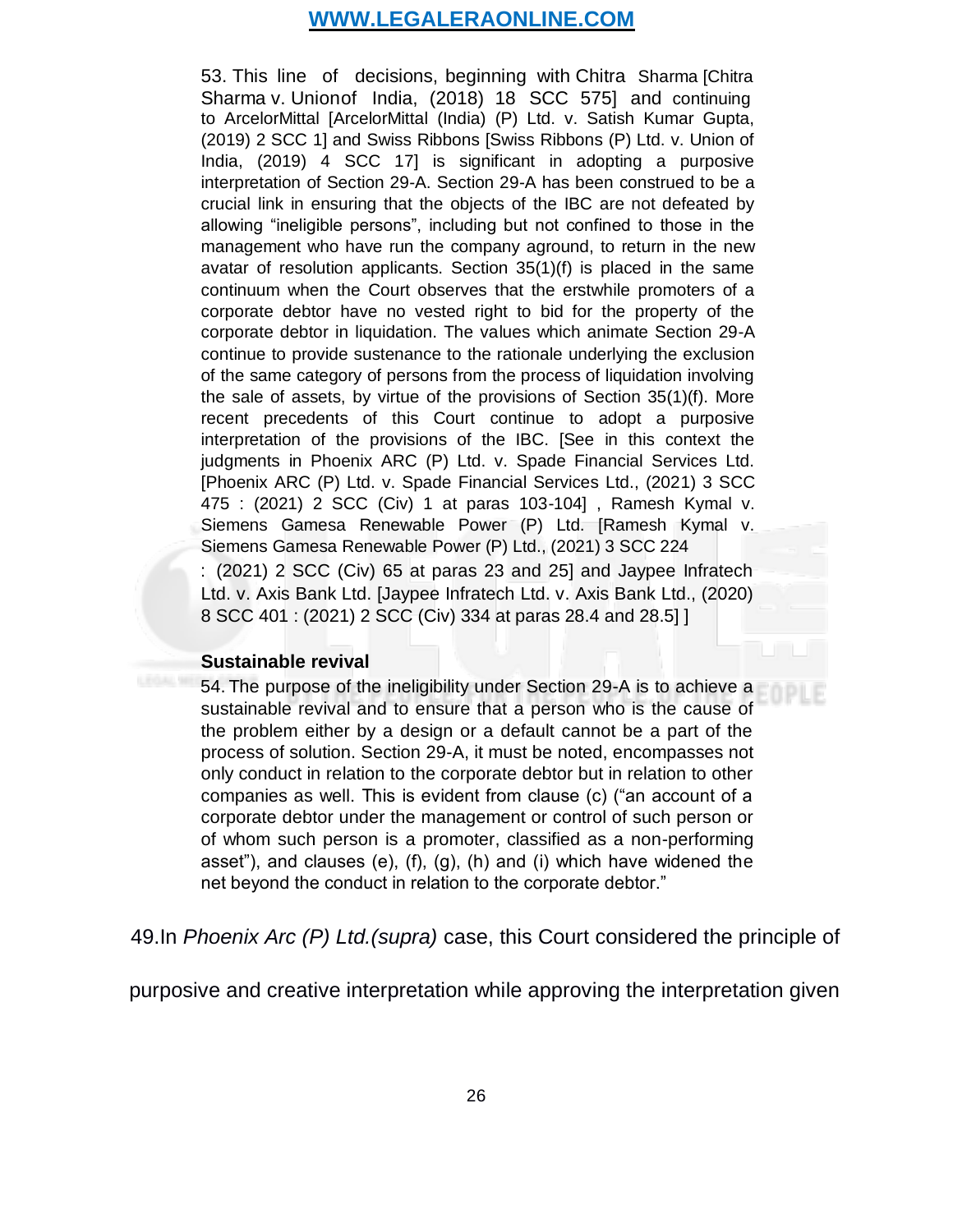> 53. This line of decisions, beginning with Chitra Sharma [Chitra Sharma v. Unionof India, (2018) 18 SCC 575] and continuing to ArcelorMittal [ArcelorMittal (India) (P) Ltd. v. Satish Kumar Gupta, (2019) 2 SCC 1] and Swiss Ribbons [Swiss Ribbons (P) Ltd. v. Union of India, (2019) 4 SCC 17] is significant in adopting a purposive interpretation of Section 29-A. Section 29-A has been construed to be a crucial link in ensuring that the objects of the IBC are not defeated by allowing "ineligible persons", including but not confined to those in the management who have run the company aground, to return in the new avatar of resolution applicants. Section 35(1)(f) is placed in the same continuum when the Court observes that the erstwhile promoters of a corporate debtor have no vested right to bid for the property of the corporate debtor in liquidation. The values which animate Section 29-A continue to provide sustenance to the rationale underlying the exclusion of the same category of persons from the process of liquidation involving the sale of assets, by virtue of the provisions of Section 35(1)(f). More recent precedents of this Court continue to adopt a purposive interpretation of the provisions of the IBC. [See in this context the judgments in Phoenix ARC (P) Ltd. v. Spade Financial Services Ltd. [Phoenix ARC (P) Ltd. v. Spade Financial Services Ltd., (2021) 3 SCC 475 : (2021) 2 SCC (Civ) 1 at paras 103-104] , Ramesh Kymal v. Siemens Gamesa Renewable Power (P) Ltd. [Ramesh Kymal v. Siemens Gamesa Renewable Power (P) Ltd., (2021) 3 SCC 224 : (2021) 2 SCC (Civ) 65 at paras 23 and 25] and Jaypee Infratech Ltd. v. Axis Bank Ltd. [Jaypee Infratech Ltd. v. Axis Bank Ltd., (2020) 8 SCC 401 : (2021) 2 SCC (Civ) 334 at paras 28.4 and 28.5] ]
>
> **Sustainable revival**
>
> 54. The purpose of the ineligibility under Section 29-A is to achieve a sustainable revival and to ensure that a person who is the cause of the problem either by a design or a default cannot be a part of the process of solution. Section 29-A, it must be noted, encompasses not only conduct in relation to the corporate debtor but in relation to other companies as well. This is evident from clause (c) ("an account of a corporate debtor under the management or control of such person or of whom such person is a promoter, classified as a non-performing asset"), and clauses (e), (f), (g), (h) and (i) which have widened the net beyond the conduct in relation to the corporate debtor."

49.In *Phoenix Arc (P) Ltd.(supra)* case, this Court considered the principle of purposive and creative interpretation while approving the interpretation given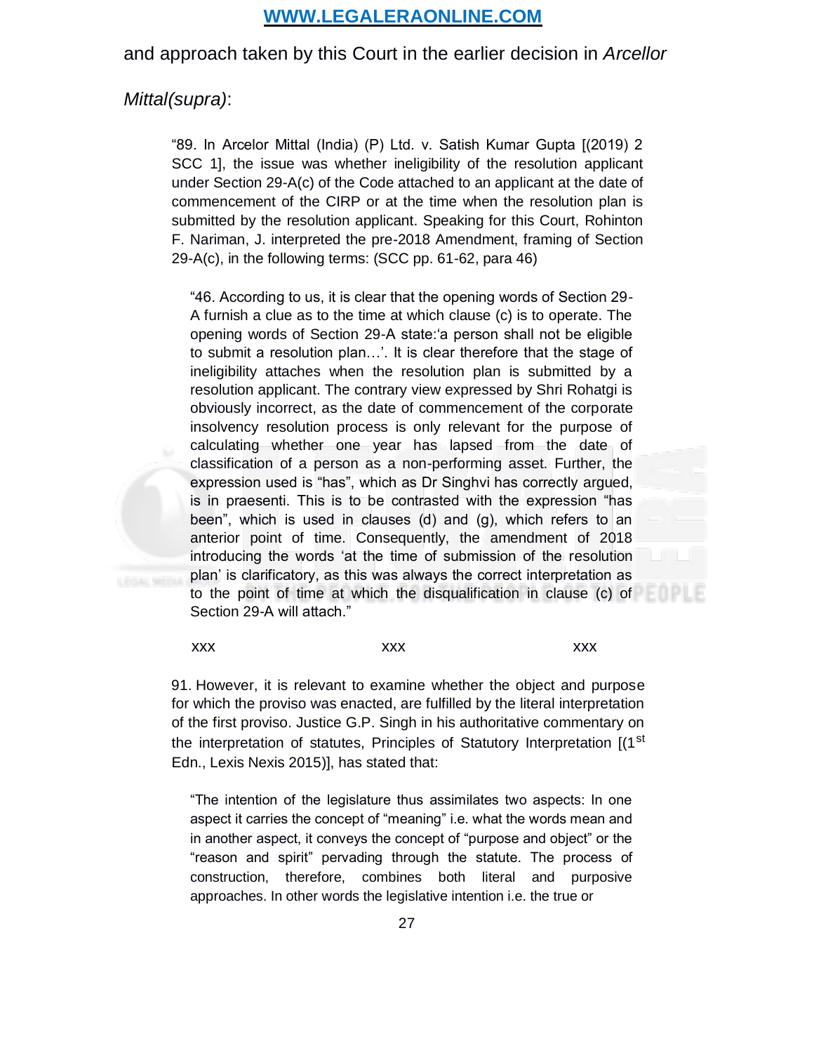and approach taken by this Court in the earlier decision in *Arcellor Mittal(supra)*:

> "89. In Arcelor Mittal (India) (P) Ltd. v. Satish Kumar Gupta [(2019) 2 SCC 1], the issue was whether ineligibility of the resolution applicant under Section 29-A(c) of the Code attached to an applicant at the date of commencement of the CIRP or at the time when the resolution plan is submitted by the resolution applicant. Speaking for this Court, Rohinton F. Nariman, J. interpreted the pre-2018 Amendment, framing of Section 29-A(c), in the following terms: (SCC pp. 61-62, para 46)
>
> > "46. According to us, it is clear that the opening words of Section 29-A furnish a clue as to the time at which clause (c) is to operate. The opening words of Section 29-A state:'a person shall not be eligible to submit a resolution plan…'. It is clear therefore that the stage of ineligibility attaches when the resolution plan is submitted by a resolution applicant. The contrary view expressed by Shri Rohatgi is obviously incorrect, as the date of commencement of the corporate insolvency resolution process is only relevant for the purpose of calculating whether one year has lapsed from the date of classification of a person as a non-performing asset. Further, the expression used is "has", which as Dr Singhvi has correctly argued, is in praesenti. This is to be contrasted with the expression "has been", which is used in clauses (d) and (g), which refers to an anterior point of time. Consequently, the amendment of 2018 introducing the words 'at the time of submission of the resolution plan' is clarificatory, as this was always the correct interpretation as to the point of time at which the disqualification in clause (c) of Section 29-A will attach."
>
> xxx xxx xxx
>
> 91. However, it is relevant to examine whether the object and purpose for which the proviso was enacted, are fulfilled by the literal interpretation of the first proviso. Justice G.P. Singh in his authoritative commentary on the interpretation of statutes, Principles of Statutory Interpretation [(1st Edn., Lexis Nexis 2015)], has stated that:
>
> > "The intention of the legislature thus assimilates two aspects: In one aspect it carries the concept of "meaning" i.e. what the words mean and in another aspect, it conveys the concept of "purpose and object" or the "reason and spirit" pervading through the statute. The process of construction, therefore, combines both literal and purposive approaches. In other words the legislative intention i.e. the true or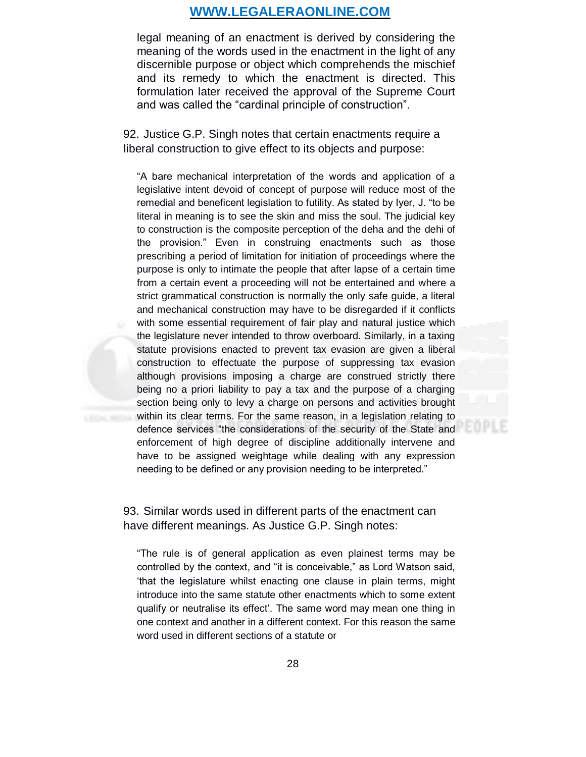legal meaning of an enactment is derived by considering the meaning of the words used in the enactment in the light of any discernible purpose or object which comprehends the mischief and its remedy to which the enactment is directed. This formulation later received the approval of the Supreme Court and was called the "cardinal principle of construction".

92. Justice G.P. Singh notes that certain enactments require a liberal construction to give effect to its objects and purpose:

> "A bare mechanical interpretation of the words and application of a legislative intent devoid of concept of purpose will reduce most of the remedial and beneficent legislation to futility. As stated by Iyer, J. "to be literal in meaning is to see the skin and miss the soul. The judicial key to construction is the composite perception of the deha and the dehi of the provision." Even in construing enactments such as those prescribing a period of limitation for initiation of proceedings where the purpose is only to intimate the people that after lapse of a certain time from a certain event a proceeding will not be entertained and where a strict grammatical construction is normally the only safe guide, a literal and mechanical construction may have to be disregarded if it conflicts with some essential requirement of fair play and natural justice which the legislature never intended to throw overboard. Similarly, in a taxing statute provisions enacted to prevent tax evasion are given a liberal construction to effectuate the purpose of suppressing tax evasion although provisions imposing a charge are construed strictly there being no a priori liability to pay a tax and the purpose of a charging section being only to levy a charge on persons and activities brought within its clear terms. For the same reason, in a legislation relating to defence services "the considerations of the security of the State and enforcement of high degree of discipline additionally intervene and have to be assigned weightage while dealing with any expression needing to be defined or any provision needing to be interpreted."

93. Similar words used in different parts of the enactment can have different meanings. As Justice G.P. Singh notes:

> "The rule is of general application as even plainest terms may be controlled by the context, and "it is conceivable," as Lord Watson said, 'that the legislature whilst enacting one clause in plain terms, might introduce into the same statute other enactments which to some extent qualify or neutralise its effect'. The same word may mean one thing in one context and another in a different context. For this reason the same word used in different sections of a statute or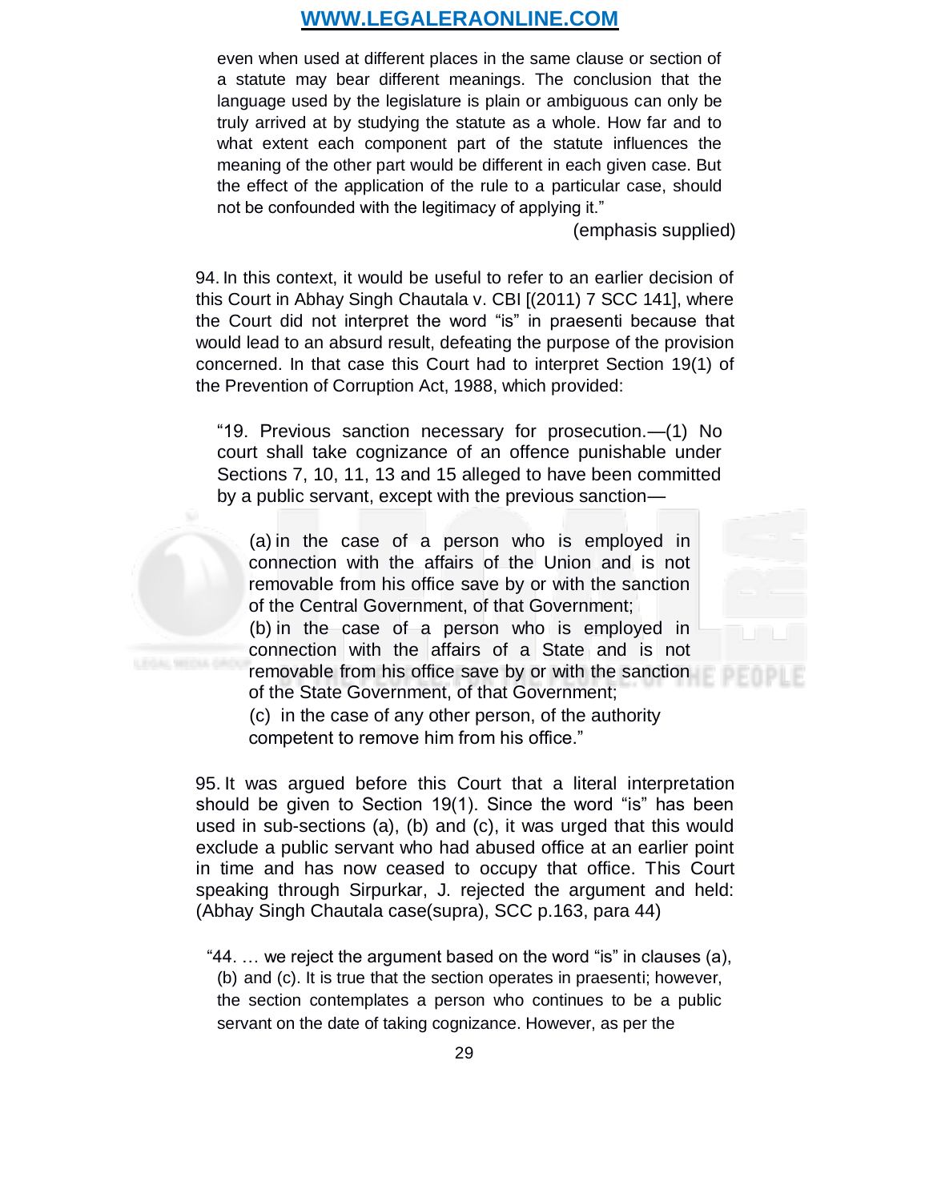> even when used at different places in the same clause or section of a statute may bear different meanings. The conclusion that the language used by the legislature is plain or ambiguous can only be truly arrived at by studying the statute as a whole. How far and to what extent each component part of the statute influences the meaning of the other part would be different in each given case. But the effect of the application of the rule to a particular case, should not be confounded with the legitimacy of applying it."

(emphasis supplied)

94. In this context, it would be useful to refer to an earlier decision of this Court in Abhay Singh Chautala v. CBI [(2011) 7 SCC 141], where the Court did not interpret the word "is" in praesenti because that would lead to an absurd result, defeating the purpose of the provision concerned. In that case this Court had to interpret Section 19(1) of the Prevention of Corruption Act, 1988, which provided:

> "19. Previous sanction necessary for prosecution.—(1) No court shall take cognizance of an offence punishable under Sections 7, 10, 11, 13 and 15 alleged to have been committed by a public servant, except with the previous sanction—
>
> (a) in the case of a person who is employed in connection with the affairs of the Union and is not removable from his office save by or with the sanction of the Central Government, of that Government;
> (b) in the case of a person who is employed in connection with the affairs of a State and is not removable from his office save by or with the sanction of the State Government, of that Government;
> (c) in the case of any other person, of the authority competent to remove him from his office."

95. It was argued before this Court that a literal interpretation should be given to Section 19(1). Since the word "is" has been used in sub-sections (a), (b) and (c), it was urged that this would exclude a public servant who had abused office at an earlier point in time and has now ceased to occupy that office. This Court speaking through Sirpurkar, J. rejected the argument and held: (Abhay Singh Chautala case(supra), SCC p.163, para 44)

> "44. … we reject the argument based on the word "is" in clauses (a), (b) and (c). It is true that the section operates in praesenti; however, the section contemplates a person who continues to be a public servant on the date of taking cognizance. However, as per the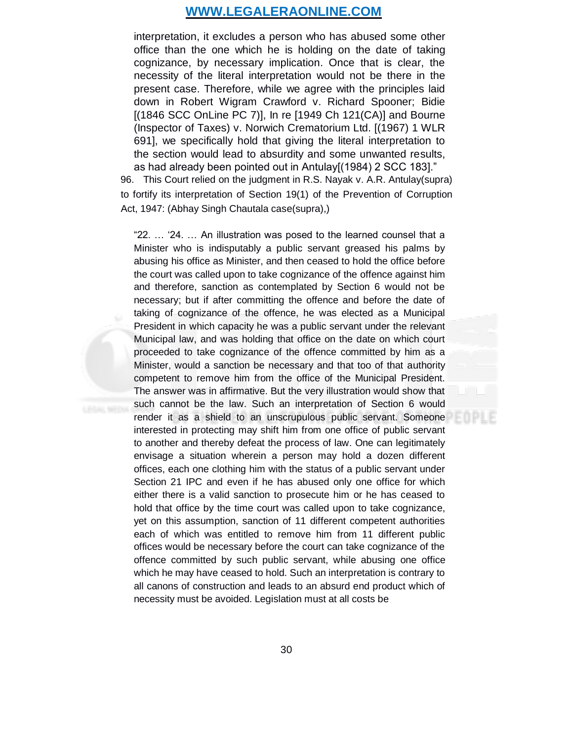> interpretation, it excludes a person who has abused some other office than the one which he is holding on the date of taking cognizance, by necessary implication. Once that is clear, the necessity of the literal interpretation would not be there in the present case. Therefore, while we agree with the principles laid down in Robert Wigram Crawford v. Richard Spooner; Bidie [(1846 SCC OnLine PC 7)], In re [1949 Ch 121(CA)] and Bourne (Inspector of Taxes) v. Norwich Crematorium Ltd. [(1967) 1 WLR 691], we specifically hold that giving the literal interpretation to the section would lead to absurdity and some unwanted results, as had already been pointed out in Antulay[(1984) 2 SCC 183]."

96. This Court relied on the judgment in R.S. Nayak v. A.R. Antulay(supra) to fortify its interpretation of Section 19(1) of the Prevention of Corruption Act, 1947: (Abhay Singh Chautala case(supra),)

> "22. … '24. … An illustration was posed to the learned counsel that a Minister who is indisputably a public servant greased his palms by abusing his office as Minister, and then ceased to hold the office before the court was called upon to take cognizance of the offence against him and therefore, sanction as contemplated by Section 6 would not be necessary; but if after committing the offence and before the date of taking of cognizance of the offence, he was elected as a Municipal President in which capacity he was a public servant under the relevant Municipal law, and was holding that office on the date on which court proceeded to take cognizance of the offence committed by him as a Minister, would a sanction be necessary and that too of that authority competent to remove him from the office of the Municipal President. The answer was in affirmative. But the very illustration would show that such cannot be the law. Such an interpretation of Section 6 would render it as a shield to an unscrupulous public servant. Someone interested in protecting may shift him from one office of public servant to another and thereby defeat the process of law. One can legitimately envisage a situation wherein a person may hold a dozen different offices, each one clothing him with the status of a public servant under Section 21 IPC and even if he has abused only one office for which either there is a valid sanction to prosecute him or he has ceased to hold that office by the time court was called upon to take cognizance, yet on this assumption, sanction of 11 different competent authorities each of which was entitled to remove him from 11 different public offices would be necessary before the court can take cognizance of the offence committed by such public servant, while abusing one office which he may have ceased to hold. Such an interpretation is contrary to all canons of construction and leads to an absurd end product which of necessity must be avoided. Legislation must at all costs be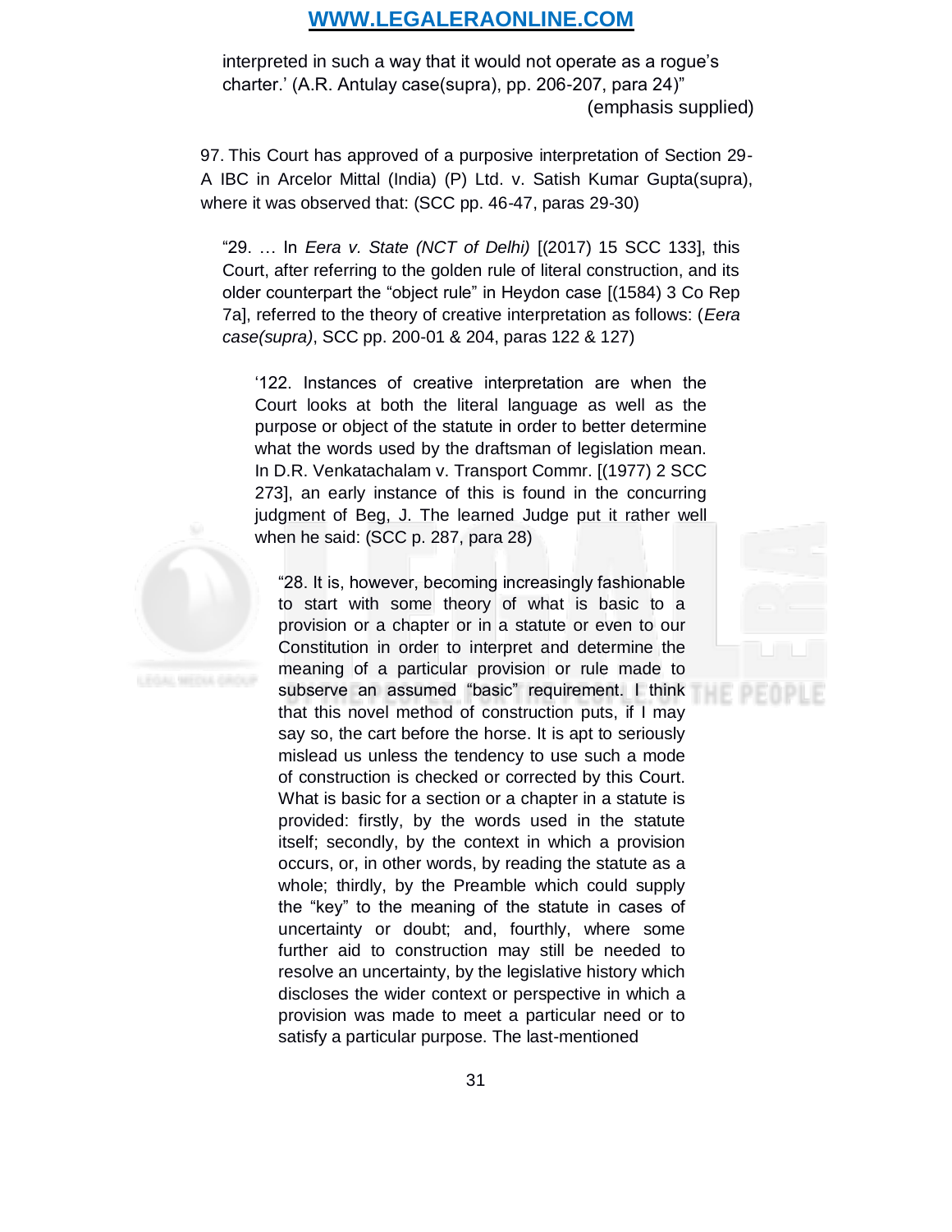interpreted in such a way that it would not operate as a rogue's charter.' (A.R. Antulay case(supra), pp. 206-207, para 24)"

(emphasis supplied)

97. This Court has approved of a purposive interpretation of Section 29-A IBC in Arcelor Mittal (India) (P) Ltd. v. Satish Kumar Gupta(supra), where it was observed that: (SCC pp. 46-47, paras 29-30)

> "29. … In *Eera v. State (NCT of Delhi)* [(2017) 15 SCC 133], this Court, after referring to the golden rule of literal construction, and its older counterpart the "object rule" in Heydon case [(1584) 3 Co Rep 7a], referred to the theory of creative interpretation as follows: (*Eera case(supra)*, SCC pp. 200-01 & 204, paras 122 & 127)
>
> > '122. Instances of creative interpretation are when the Court looks at both the literal language as well as the purpose or object of the statute in order to better determine what the words used by the draftsman of legislation mean. In D.R. Venkatachalam v. Transport Commr. [(1977) 2 SCC 273], an early instance of this is found in the concurring judgment of Beg, J. The learned Judge put it rather well when he said: (SCC p. 287, para 28)
> >
> > > "28. It is, however, becoming increasingly fashionable to start with some theory of what is basic to a provision or a chapter or in a statute or even to our Constitution in order to interpret and determine the meaning of a particular provision or rule made to subserve an assumed "basic" requirement. I think that this novel method of construction puts, if I may say so, the cart before the horse. It is apt to seriously mislead us unless the tendency to use such a mode of construction is checked or corrected by this Court. What is basic for a section or a chapter in a statute is provided: firstly, by the words used in the statute itself; secondly, by the context in which a provision occurs, or, in other words, by reading the statute as a whole; thirdly, by the Preamble which could supply the "key" to the meaning of the statute in cases of uncertainty or doubt; and, fourthly, where some further aid to construction may still be needed to resolve an uncertainty, by the legislative history which discloses the wider context or perspective in which a provision was made to meet a particular need or to satisfy a particular purpose. The last-mentioned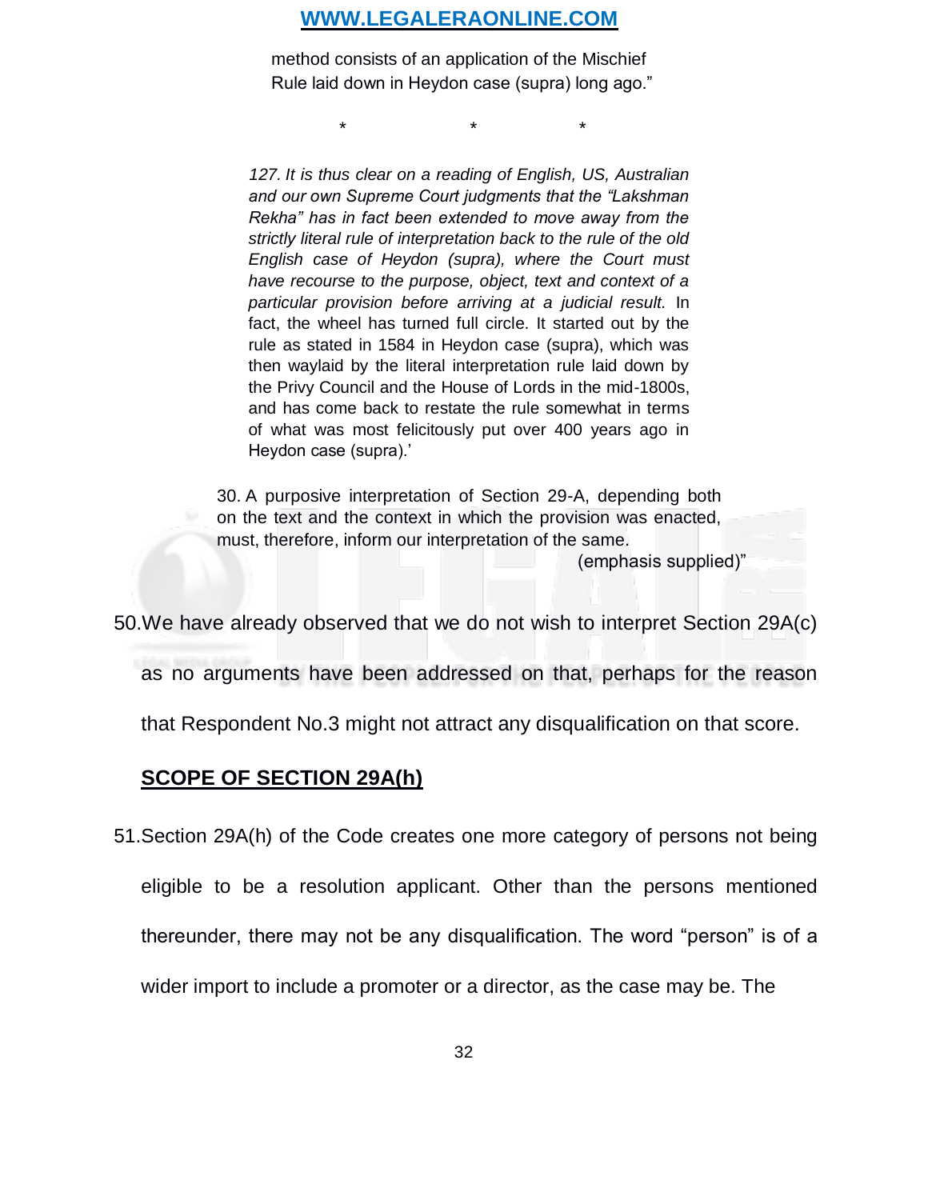method consists of an application of the Mischief Rule laid down in Heydon case (supra) long ago."

\* \* \*

*127. It is thus clear on a reading of English, US, Australian and our own Supreme Court judgments that the "Lakshman Rekha" has in fact been extended to move away from the strictly literal rule of interpretation back to the rule of the old English case of Heydon (supra), where the Court must have recourse to the purpose, object, text and context of a particular provision before arriving at a judicial result.* In fact, the wheel has turned full circle. It started out by the rule as stated in 1584 in Heydon case (supra), which was then waylaid by the literal interpretation rule laid down by the Privy Council and the House of Lords in the mid-1800s, and has come back to restate the rule somewhat in terms of what was most felicitously put over 400 years ago in Heydon case (supra).'

30. A purposive interpretation of Section 29-A, depending both on the text and the context in which the provision was enacted, must, therefore, inform our interpretation of the same.

(emphasis supplied)"

50. We have already observed that we do not wish to interpret Section 29A(c) as no arguments have been addressed on that, perhaps for the reason that Respondent No.3 might not attract any disqualification on that score.

**SCOPE OF SECTION 29A(h)**

51. Section 29A(h) of the Code creates one more category of persons not being eligible to be a resolution applicant. Other than the persons mentioned thereunder, there may not be any disqualification. The word "person" is of a wider import to include a promoter or a director, as the case may be. The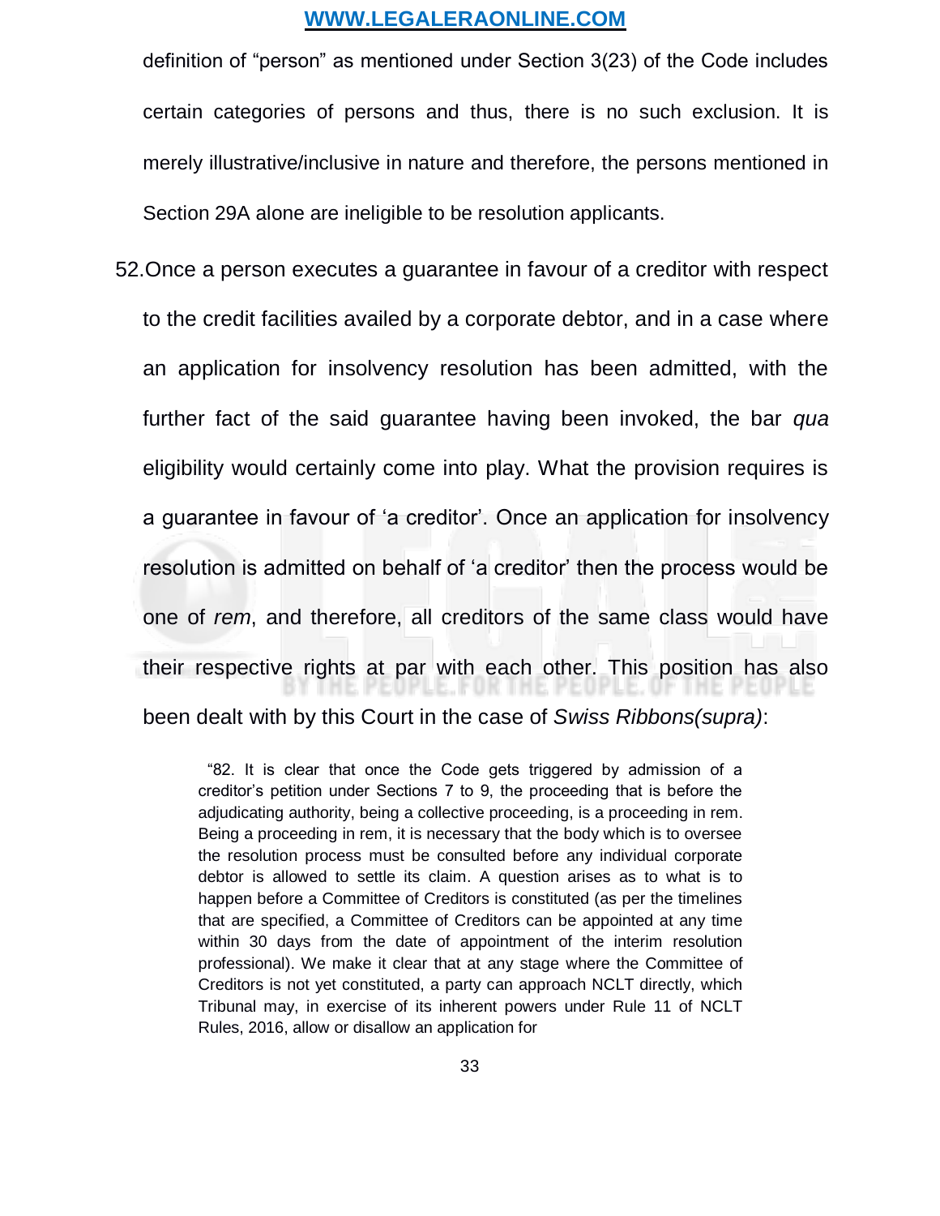definition of "person" as mentioned under Section 3(23) of the Code includes certain categories of persons and thus, there is no such exclusion. It is merely illustrative/inclusive in nature and therefore, the persons mentioned in Section 29A alone are ineligible to be resolution applicants.

52. Once a person executes a guarantee in favour of a creditor with respect to the credit facilities availed by a corporate debtor, and in a case where an application for insolvency resolution has been admitted, with the further fact of the said guarantee having been invoked, the bar *qua* eligibility would certainly come into play. What the provision requires is a guarantee in favour of 'a creditor'. Once an application for insolvency resolution is admitted on behalf of 'a creditor' then the process would be one of *rem*, and therefore, all creditors of the same class would have their respective rights at par with each other. This position has also been dealt with by this Court in the case of *Swiss Ribbons(supra)*:

> "82. It is clear that once the Code gets triggered by admission of a creditor's petition under Sections 7 to 9, the proceeding that is before the adjudicating authority, being a collective proceeding, is a proceeding in rem. Being a proceeding in rem, it is necessary that the body which is to oversee the resolution process must be consulted before any individual corporate debtor is allowed to settle its claim. A question arises as to what is to happen before a Committee of Creditors is constituted (as per the timelines that are specified, a Committee of Creditors can be appointed at any time within 30 days from the date of appointment of the interim resolution professional). We make it clear that at any stage where the Committee of Creditors is not yet constituted, a party can approach NCLT directly, which Tribunal may, in exercise of its inherent powers under Rule 11 of NCLT Rules, 2016, allow or disallow an application for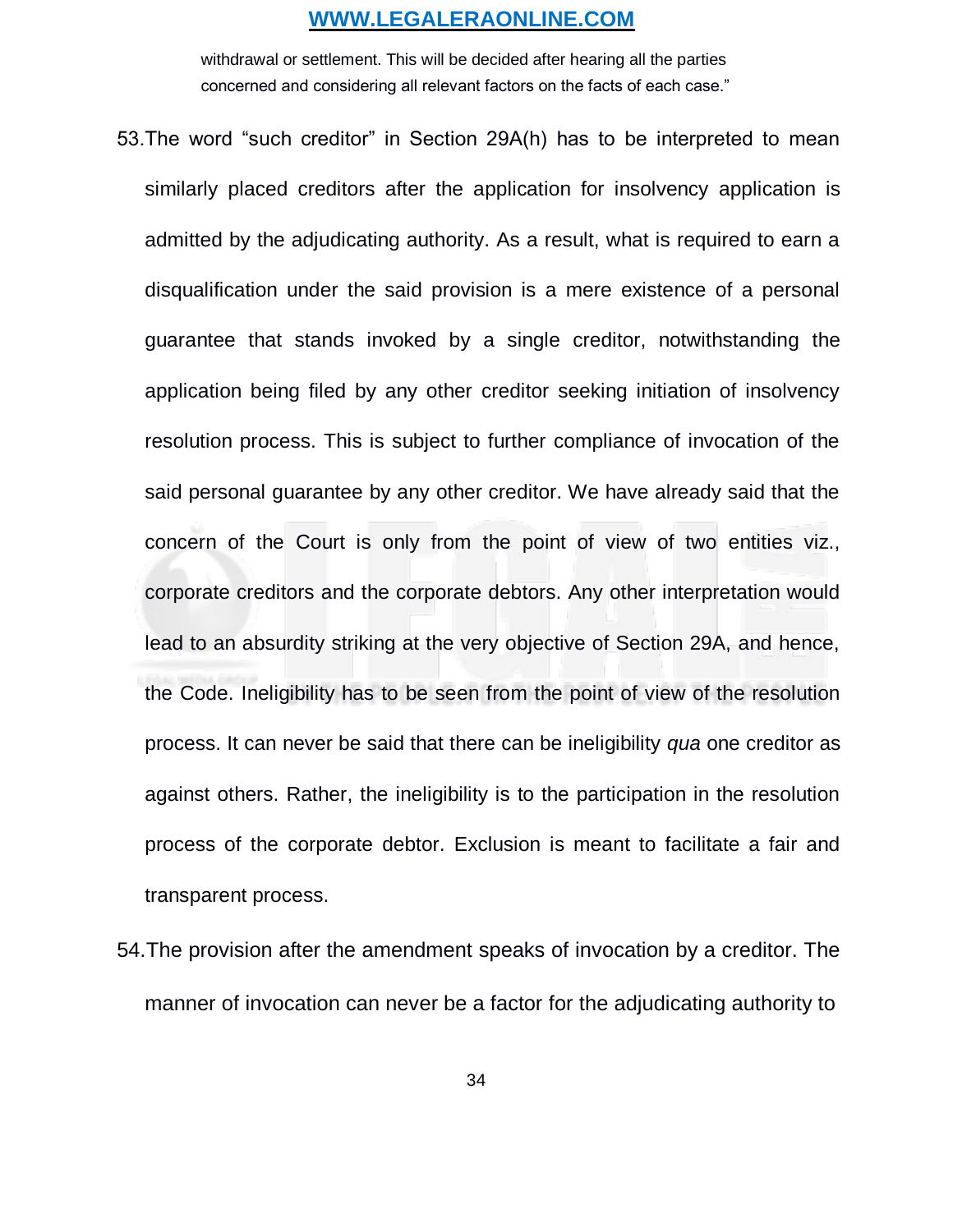withdrawal or settlement. This will be decided after hearing all the parties concerned and considering all relevant factors on the facts of each case."

53. The word "such creditor" in Section 29A(h) has to be interpreted to mean similarly placed creditors after the application for insolvency application is admitted by the adjudicating authority. As a result, what is required to earn a disqualification under the said provision is a mere existence of a personal guarantee that stands invoked by a single creditor, notwithstanding the application being filed by any other creditor seeking initiation of insolvency resolution process. This is subject to further compliance of invocation of the said personal guarantee by any other creditor. We have already said that the concern of the Court is only from the point of view of two entities viz., corporate creditors and the corporate debtors. Any other interpretation would lead to an absurdity striking at the very objective of Section 29A, and hence, the Code. Ineligibility has to be seen from the point of view of the resolution process. It can never be said that there can be ineligibility *qua* one creditor as against others. Rather, the ineligibility is to the participation in the resolution process of the corporate debtor. Exclusion is meant to facilitate a fair and transparent process.

54. The provision after the amendment speaks of invocation by a creditor. The manner of invocation can never be a factor for the adjudicating authority to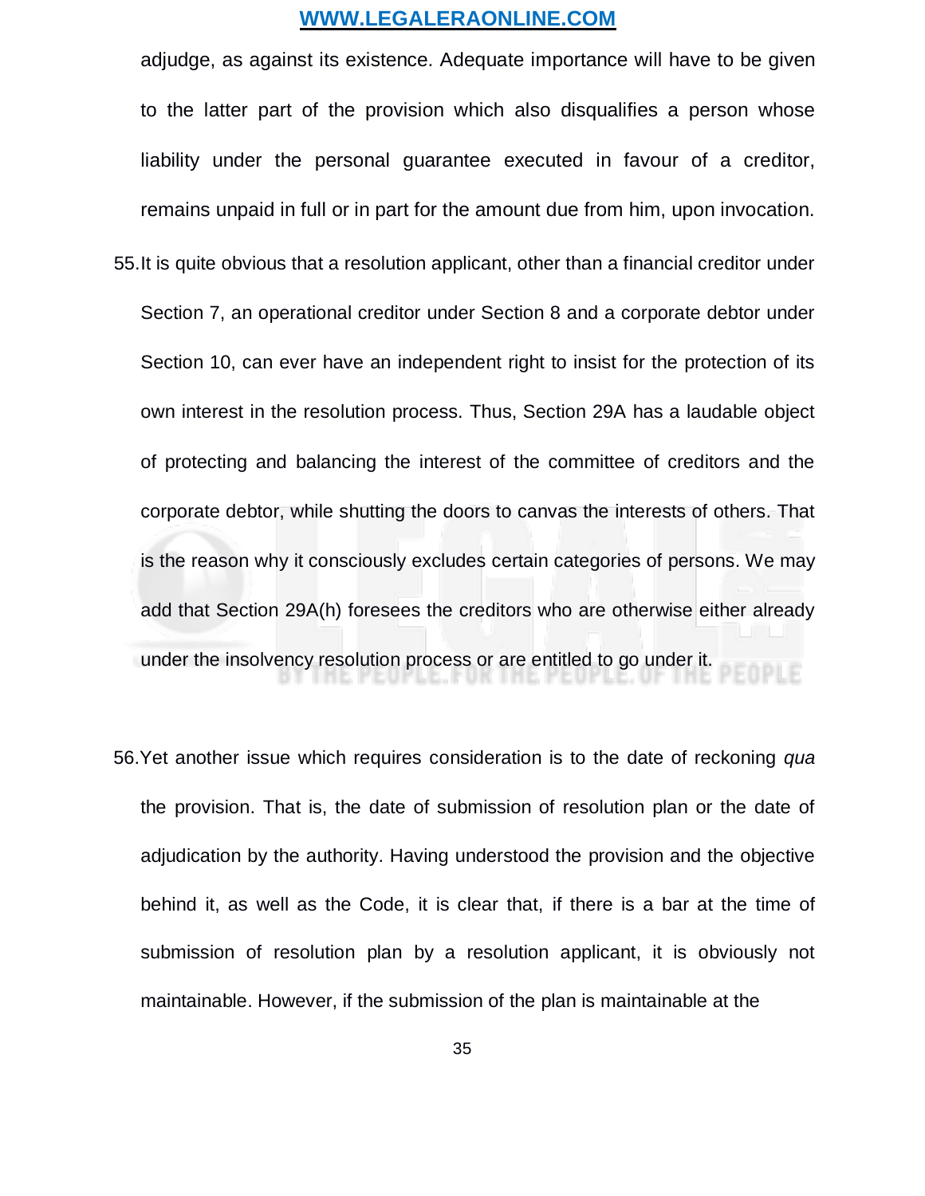adjudge, as against its existence. Adequate importance will have to be given to the latter part of the provision which also disqualifies a person whose liability under the personal guarantee executed in favour of a creditor, remains unpaid in full or in part for the amount due from him, upon invocation.

55. It is quite obvious that a resolution applicant, other than a financial creditor under Section 7, an operational creditor under Section 8 and a corporate debtor under Section 10, can ever have an independent right to insist for the protection of its own interest in the resolution process. Thus, Section 29A has a laudable object of protecting and balancing the interest of the committee of creditors and the corporate debtor, while shutting the doors to canvas the interests of others. That is the reason why it consciously excludes certain categories of persons. We may add that Section 29A(h) foresees the creditors who are otherwise either already under the insolvency resolution process or are entitled to go under it.

56. Yet another issue which requires consideration is to the date of reckoning *qua* the provision. That is, the date of submission of resolution plan or the date of adjudication by the authority. Having understood the provision and the objective behind it, as well as the Code, it is clear that, if there is a bar at the time of submission of resolution plan by a resolution applicant, it is obviously not maintainable. However, if the submission of the plan is maintainable at the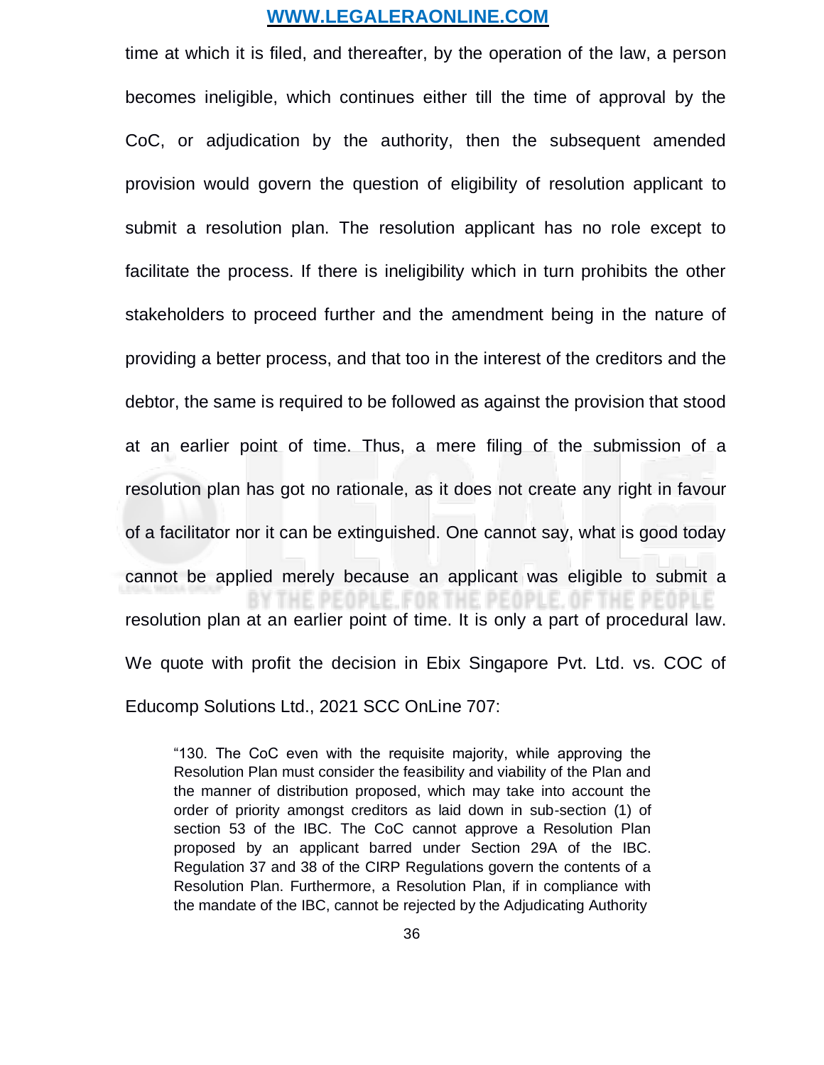time at which it is filed, and thereafter, by the operation of the law, a person becomes ineligible, which continues either till the time of approval by the CoC, or adjudication by the authority, then the subsequent amended provision would govern the question of eligibility of resolution applicant to submit a resolution plan. The resolution applicant has no role except to facilitate the process. If there is ineligibility which in turn prohibits the other stakeholders to proceed further and the amendment being in the nature of providing a better process, and that too in the interest of the creditors and the debtor, the same is required to be followed as against the provision that stood at an earlier point of time. Thus, a mere filing of the submission of a resolution plan has got no rationale, as it does not create any right in favour of a facilitator nor it can be extinguished. One cannot say, what is good today cannot be applied merely because an applicant was eligible to submit a resolution plan at an earlier point of time. It is only a part of procedural law. We quote with profit the decision in Ebix Singapore Pvt. Ltd. vs. COC of Educomp Solutions Ltd., 2021 SCC OnLine 707:

> "130. The CoC even with the requisite majority, while approving the Resolution Plan must consider the feasibility and viability of the Plan and the manner of distribution proposed, which may take into account the order of priority amongst creditors as laid down in sub-section (1) of section 53 of the IBC. The CoC cannot approve a Resolution Plan proposed by an applicant barred under Section 29A of the IBC. Regulation 37 and 38 of the CIRP Regulations govern the contents of a Resolution Plan. Furthermore, a Resolution Plan, if in compliance with the mandate of the IBC, cannot be rejected by the Adjudicating Authority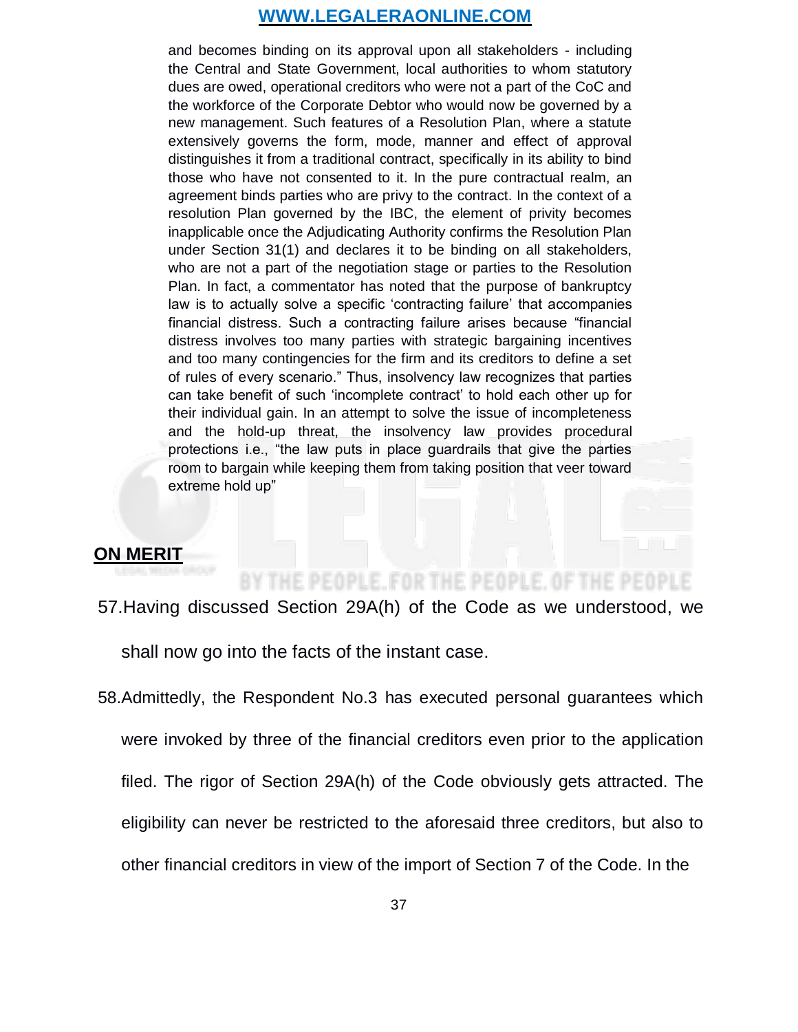> and becomes binding on its approval upon all stakeholders - including the Central and State Government, local authorities to whom statutory dues are owed, operational creditors who were not a part of the CoC and the workforce of the Corporate Debtor who would now be governed by a new management. Such features of a Resolution Plan, where a statute extensively governs the form, mode, manner and effect of approval distinguishes it from a traditional contract, specifically in its ability to bind those who have not consented to it. In the pure contractual realm, an agreement binds parties who are privy to the contract. In the context of a resolution Plan governed by the IBC, the element of privity becomes inapplicable once the Adjudicating Authority confirms the Resolution Plan under Section 31(1) and declares it to be binding on all stakeholders, who are not a part of the negotiation stage or parties to the Resolution Plan. In fact, a commentator has noted that the purpose of bankruptcy law is to actually solve a specific 'contracting failure' that accompanies financial distress. Such a contracting failure arises because "financial distress involves too many parties with strategic bargaining incentives and too many contingencies for the firm and its creditors to define a set of rules of every scenario." Thus, insolvency law recognizes that parties can take benefit of such 'incomplete contract' to hold each other up for their individual gain. In an attempt to solve the issue of incompleteness and the hold-up threat, the insolvency law provides procedural protections i.e., "the law puts in place guardrails that give the parties room to bargain while keeping them from taking position that veer toward extreme hold up"

## ON MERIT

57. Having discussed Section 29A(h) of the Code as we understood, we shall now go into the facts of the instant case.

58. Admittedly, the Respondent No.3 has executed personal guarantees which were invoked by three of the financial creditors even prior to the application filed. The rigor of Section 29A(h) of the Code obviously gets attracted. The eligibility can never be restricted to the aforesaid three creditors, but also to other financial creditors in view of the import of Section 7 of the Code. In the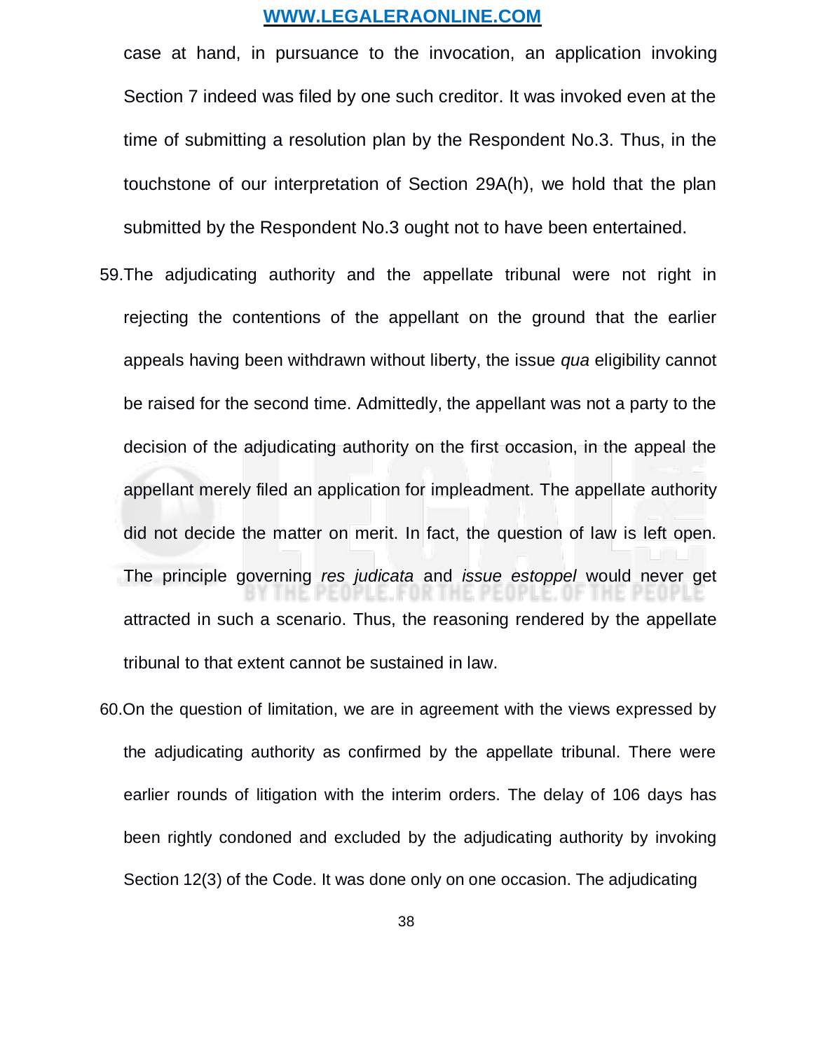case at hand, in pursuance to the invocation, an application invoking Section 7 indeed was filed by one such creditor. It was invoked even at the time of submitting a resolution plan by the Respondent No.3. Thus, in the touchstone of our interpretation of Section 29A(h), we hold that the plan submitted by the Respondent No.3 ought not to have been entertained.

59. The adjudicating authority and the appellate tribunal were not right in rejecting the contentions of the appellant on the ground that the earlier appeals having been withdrawn without liberty, the issue *qua* eligibility cannot be raised for the second time. Admittedly, the appellant was not a party to the decision of the adjudicating authority on the first occasion, in the appeal the appellant merely filed an application for impleadment. The appellate authority did not decide the matter on merit. In fact, the question of law is left open. The principle governing *res judicata* and *issue estoppel* would never get attracted in such a scenario. Thus, the reasoning rendered by the appellate tribunal to that extent cannot be sustained in law.

60. On the question of limitation, we are in agreement with the views expressed by the adjudicating authority as confirmed by the appellate tribunal. There were earlier rounds of litigation with the interim orders. The delay of 106 days has been rightly condoned and excluded by the adjudicating authority by invoking Section 12(3) of the Code. It was done only on one occasion. The adjudicating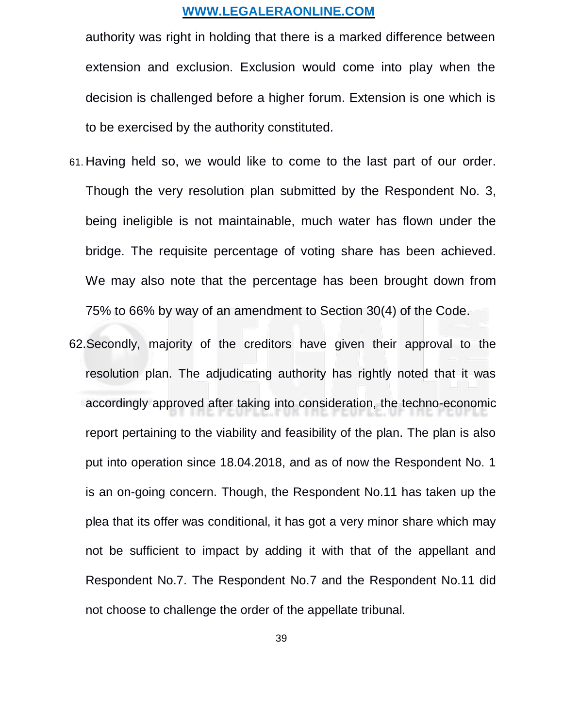authority was right in holding that there is a marked difference between extension and exclusion. Exclusion would come into play when the decision is challenged before a higher forum. Extension is one which is to be exercised by the authority constituted.

61. Having held so, we would like to come to the last part of our order. Though the very resolution plan submitted by the Respondent No. 3, being ineligible is not maintainable, much water has flown under the bridge. The requisite percentage of voting share has been achieved. We may also note that the percentage has been brought down from 75% to 66% by way of an amendment to Section 30(4) of the Code.

62. Secondly, majority of the creditors have given their approval to the resolution plan. The adjudicating authority has rightly noted that it was accordingly approved after taking into consideration, the techno-economic report pertaining to the viability and feasibility of the plan. The plan is also put into operation since 18.04.2018, and as of now the Respondent No. 1 is an on-going concern. Though, the Respondent No.11 has taken up the plea that its offer was conditional, it has got a very minor share which may not be sufficient to impact by adding it with that of the appellant and Respondent No.7. The Respondent No.7 and the Respondent No.11 did not choose to challenge the order of the appellate tribunal.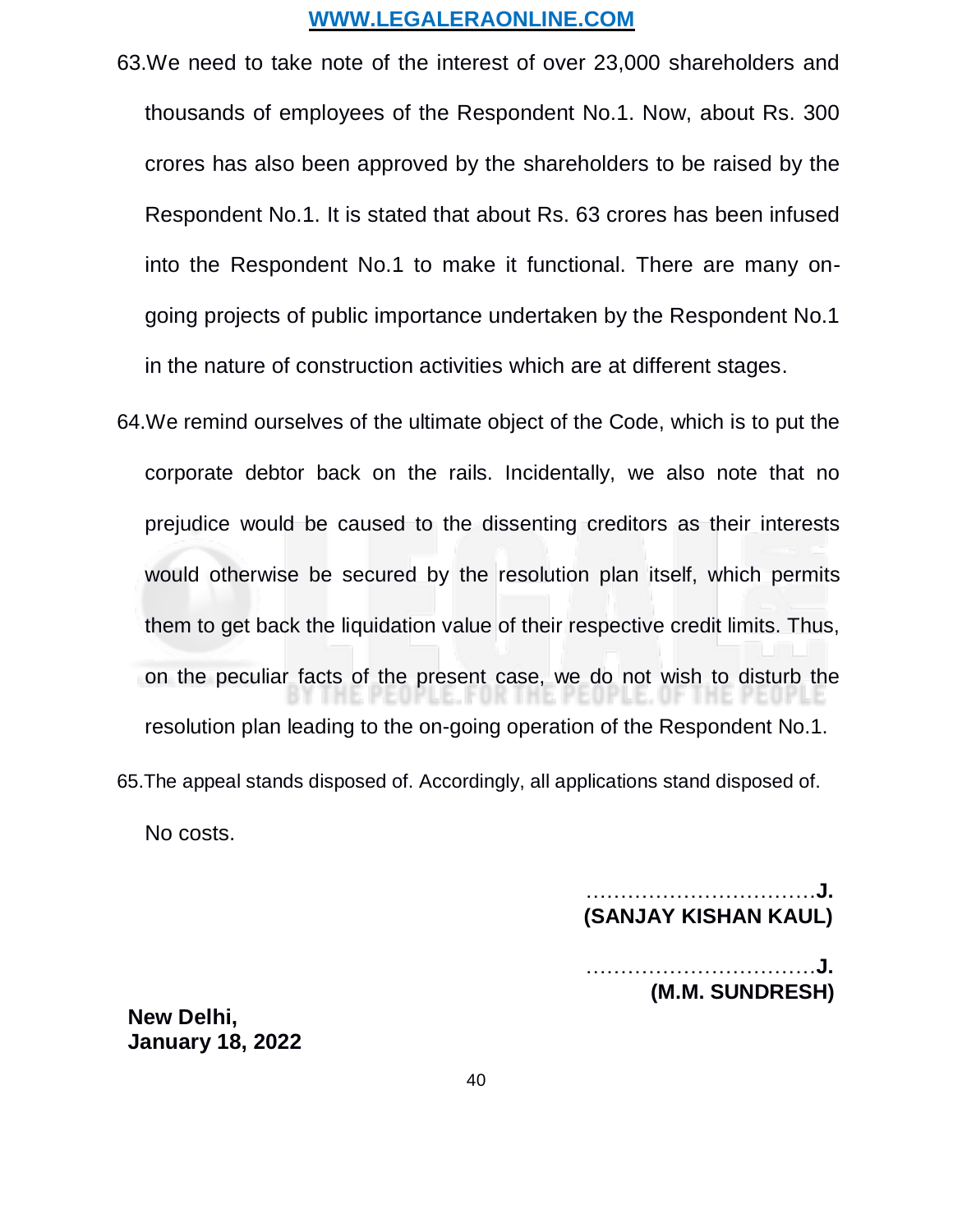63. We need to take note of the interest of over 23,000 shareholders and thousands of employees of the Respondent No.1. Now, about Rs. 300 crores has also been approved by the shareholders to be raised by the Respondent No.1. It is stated that about Rs. 63 crores has been infused into the Respondent No.1 to make it functional. There are many on-going projects of public importance undertaken by the Respondent No.1 in the nature of construction activities which are at different stages.

64. We remind ourselves of the ultimate object of the Code, which is to put the corporate debtor back on the rails. Incidentally, we also note that no prejudice would be caused to the dissenting creditors as their interests would otherwise be secured by the resolution plan itself, which permits them to get back the liquidation value of their respective credit limits. Thus, on the peculiar facts of the present case, we do not wish to disturb the resolution plan leading to the on-going operation of the Respondent No.1.

65. The appeal stands disposed of. Accordingly, all applications stand disposed of. No costs.

……………………………**J.**
**(SANJAY KISHAN KAUL)**

……………………………**J.**
**(M.M. SUNDRESH)**

**New Delhi,**
**January 18, 2022**